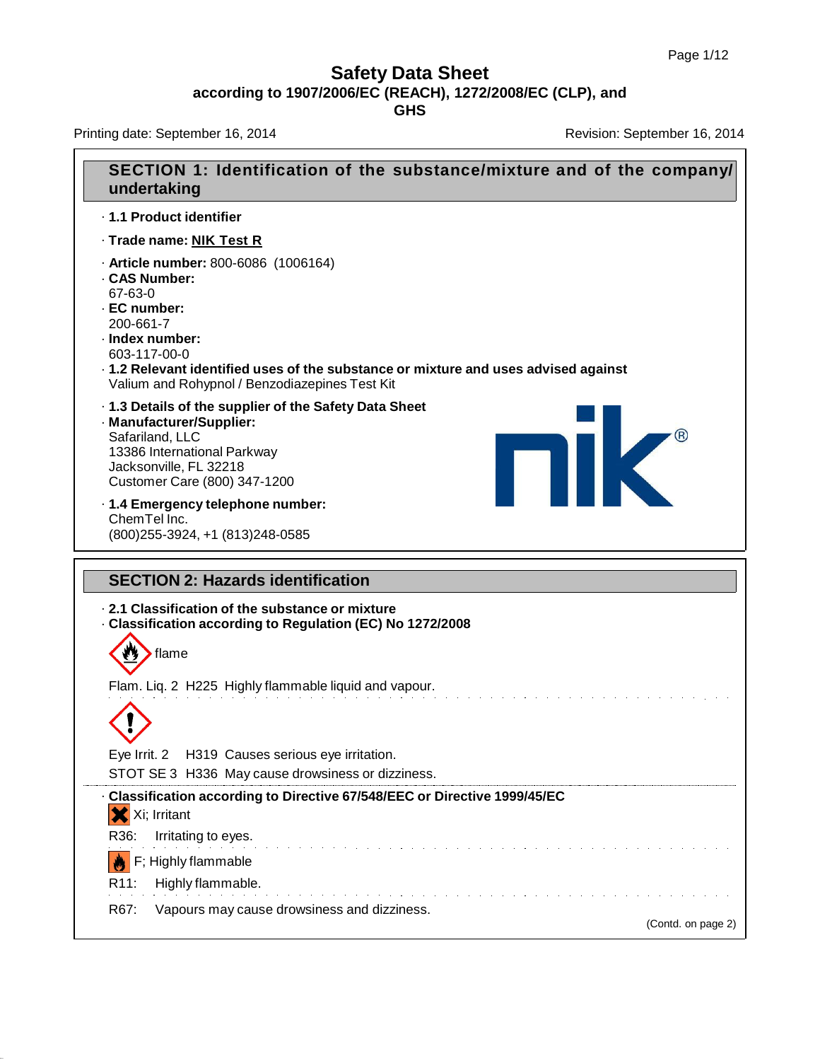# Safety Data Sheet

**according to 1907/2006/EC (REACH), 1272/2008/EC (CLP), and GHS**

Printing date: September 16, 2014 Revision: September 16, 2014

## SECTION 1: Identification of the substance/mixture and of the company/undertaking

· **1.1 Product identifier**

· **Trade name: NIK Test R**

· **Article number:** 800-6086 (1006164)
· **CAS Number:**
67-63-0
· **EC number:**
200-661-7
· **Index number:**
603-117-00-0
· **1.2 Relevant identified uses of the substance or mixture and uses advised against**
Valium and Rohypnol / Benzodiazepines Test Kit

· **1.3 Details of the supplier of the Safety Data Sheet**
· **Manufacturer/Supplier:**
Safariland, LLC
13386 International Parkway
Jacksonville, FL 32218
Customer Care (800) 347-1200

· **1.4 Emergency telephone number:**
ChemTel Inc.
(800)255-3924, +1 (813)248-0585

## SECTION 2: Hazards identification

· **2.1 Classification of the substance or mixture**
· **Classification according to Regulation (EC) No 1272/2008**

flame

Flam. Liq. 2 H225 Highly flammable liquid and vapour.

Eye Irrit. 2 H319 Causes serious eye irritation.
STOT SE 3 H336 May cause drowsiness or dizziness.

· **Classification according to Directive 67/548/EEC or Directive 1999/45/EC**

Xi; Irritant

R36: Irritating to eyes.

F; Highly flammable

R11: Highly flammable.

R67: Vapours may cause drowsiness and dizziness.

(Contd. on page 2)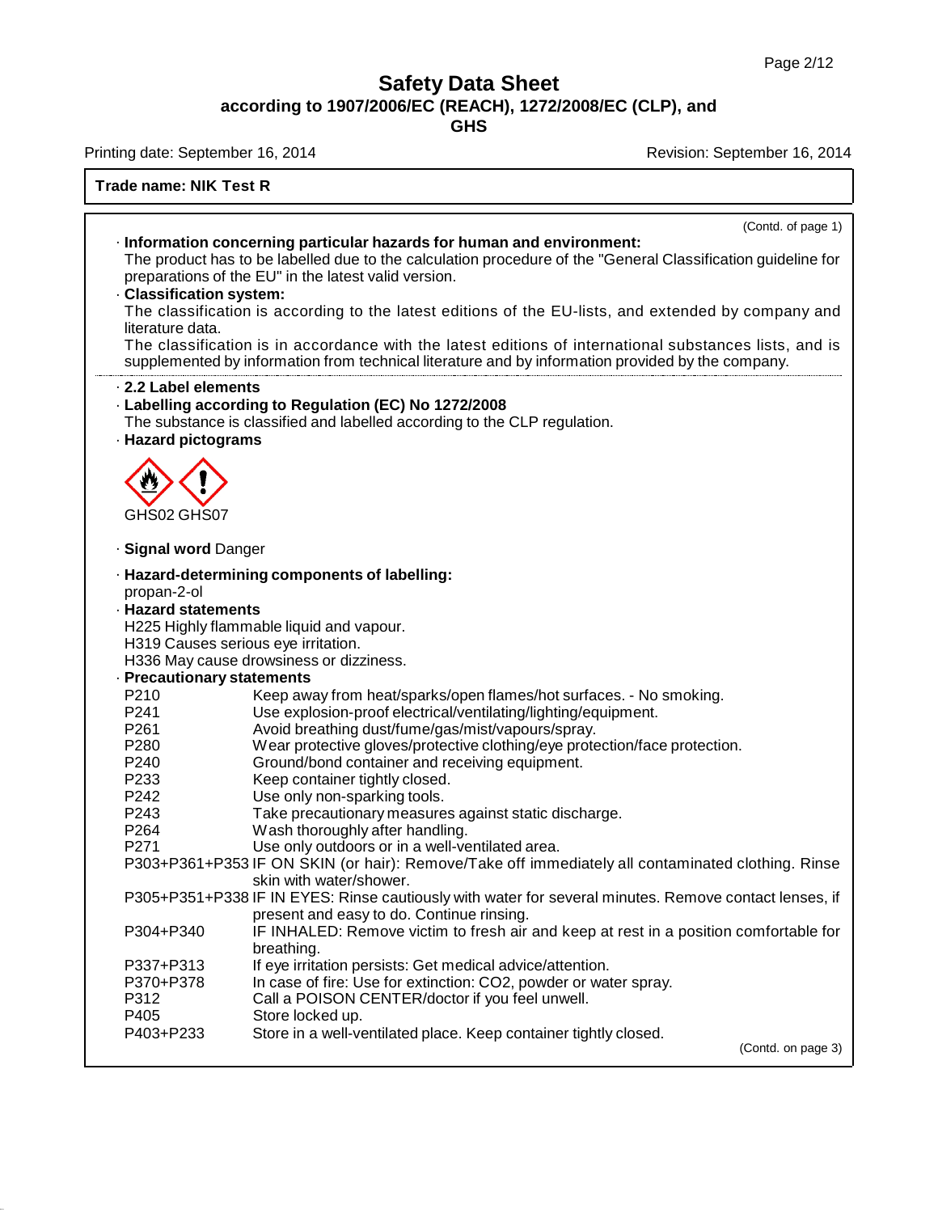**Trade name: NIK Test R**

(Contd. of page 1)

· **Information concerning particular hazards for human and environment:**
The product has to be labelled due to the calculation procedure of the "General Classification guideline for preparations of the EU" in the latest valid version.

· **Classification system:**
The classification is according to the latest editions of the EU-lists, and extended by company and literature data.
The classification is in accordance with the latest editions of international substances lists, and is supplemented by information from technical literature and by information provided by the company.

· **2.2 Label elements**

· **Labelling according to Regulation (EC) No 1272/2008**
The substance is classified and labelled according to the CLP regulation.

· **Hazard pictograms**

GHS02 GHS07

· **Signal word** Danger

· **Hazard-determining components of labelling:**
propan-2-ol

· **Hazard statements**
H225 Highly flammable liquid and vapour.
H319 Causes serious eye irritation.
H336 May cause drowsiness or dizziness.

· **Precautionary statements**

| | |
|---|---|
| P210 | Keep away from heat/sparks/open flames/hot surfaces. - No smoking. |
| P241 | Use explosion-proof electrical/ventilating/lighting/equipment. |
| P261 | Avoid breathing dust/fume/gas/mist/vapours/spray. |
| P280 | Wear protective gloves/protective clothing/eye protection/face protection. |
| P240 | Ground/bond container and receiving equipment. |
| P233 | Keep container tightly closed. |
| P242 | Use only non-sparking tools. |
| P243 | Take precautionary measures against static discharge. |
| P264 | Wash thoroughly after handling. |
| P271 | Use only outdoors or in a well-ventilated area. |
| P303+P361+P353 | IF ON SKIN (or hair): Remove/Take off immediately all contaminated clothing. Rinse skin with water/shower. |
| P305+P351+P338 | IF IN EYES: Rinse cautiously with water for several minutes. Remove contact lenses, if present and easy to do. Continue rinsing. |
| P304+P340 | IF INHALED: Remove victim to fresh air and keep at rest in a position comfortable for breathing. |
| P337+P313 | If eye irritation persists: Get medical advice/attention. |
| P370+P378 | In case of fire: Use for extinction: CO2, powder or water spray. |
| P312 | Call a POISON CENTER/doctor if you feel unwell. |
| P405 | Store locked up. |
| P403+P233 | Store in a well-ventilated place. Keep container tightly closed. |

(Contd. on page 3)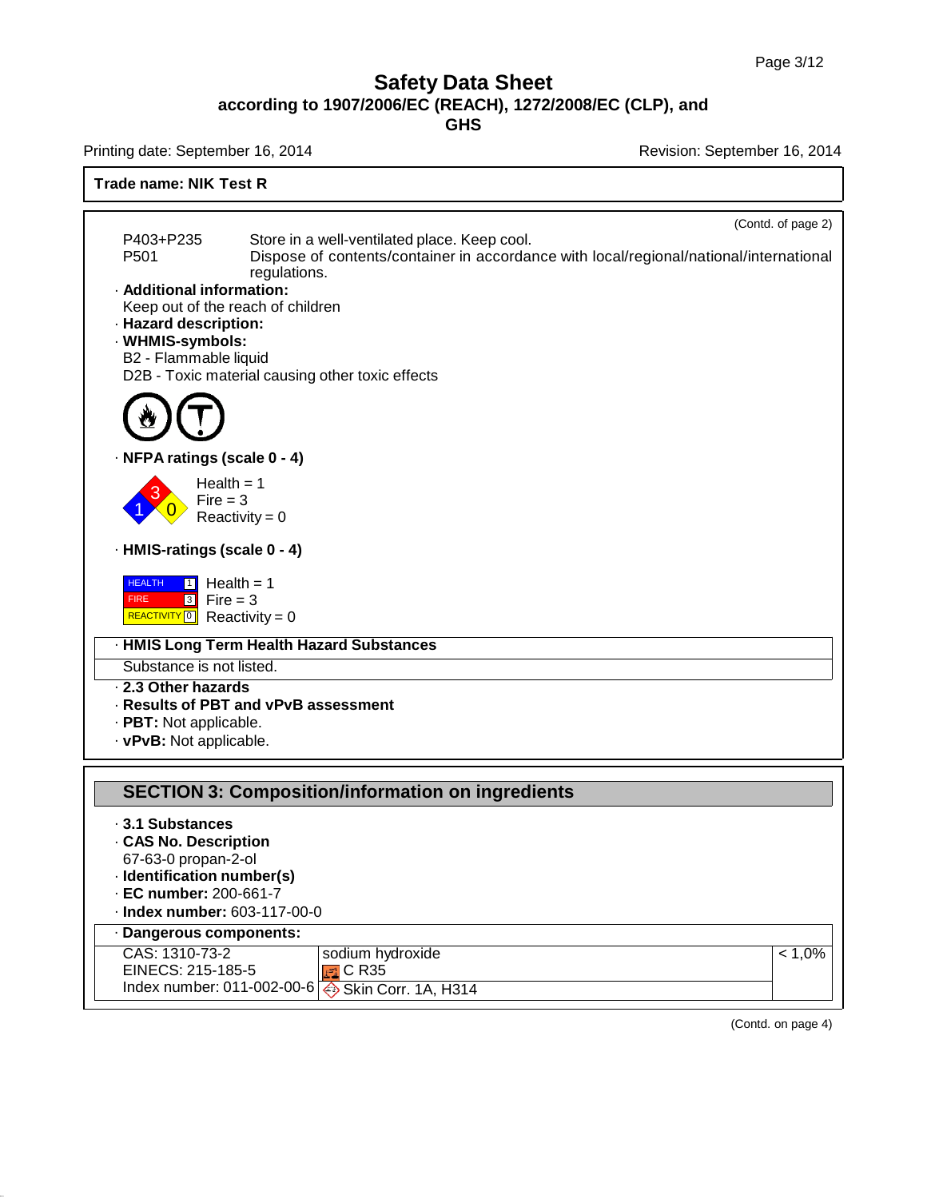# Safety Data Sheet
**according to 1907/2006/EC (REACH), 1272/2008/EC (CLP), and GHS**

Printing date: September 16, 2014 Revision: September 16, 2014

**Trade name: NIK Test R**

(Contd. of page 2)

P403+P235 Store in a well-ventilated place. Keep cool.
P501 Dispose of contents/container in accordance with local/regional/national/international regulations.

· **Additional information:**
Keep out of the reach of children

· **Hazard description:**

· **WHMIS-symbols:**
B2 - Flammable liquid
D2B - Toxic material causing other toxic effects

· **NFPA ratings (scale 0 - 4)**

Health = 1
Fire = 3
Reactivity = 0

· **HMIS-ratings (scale 0 - 4)**

HEALTH 1 Health = 1
FIRE 3 Fire = 3
REACTIVITY 0 Reactivity = 0

· **HMIS Long Term Health Hazard Substances**

Substance is not listed.

· **2.3 Other hazards**
· **Results of PBT and vPvB assessment**
· **PBT:** Not applicable.
· **vPvB:** Not applicable.

## SECTION 3: Composition/information on ingredients

· **3.1 Substances**
· **CAS No. Description**
67-63-0 propan-2-ol
· **Identification number(s)**
· **EC number:** 200-661-7
· **Index number:** 603-117-00-0

· **Dangerous components:**

| | | |
|---|---|---|
| CAS: 1310-73-2<br>EINECS: 215-185-5<br>Index number: 011-002-00-6 | sodium hydroxide<br>C R35<br>Skin Corr. 1A, H314 | < 1,0% |

(Contd. on page 4)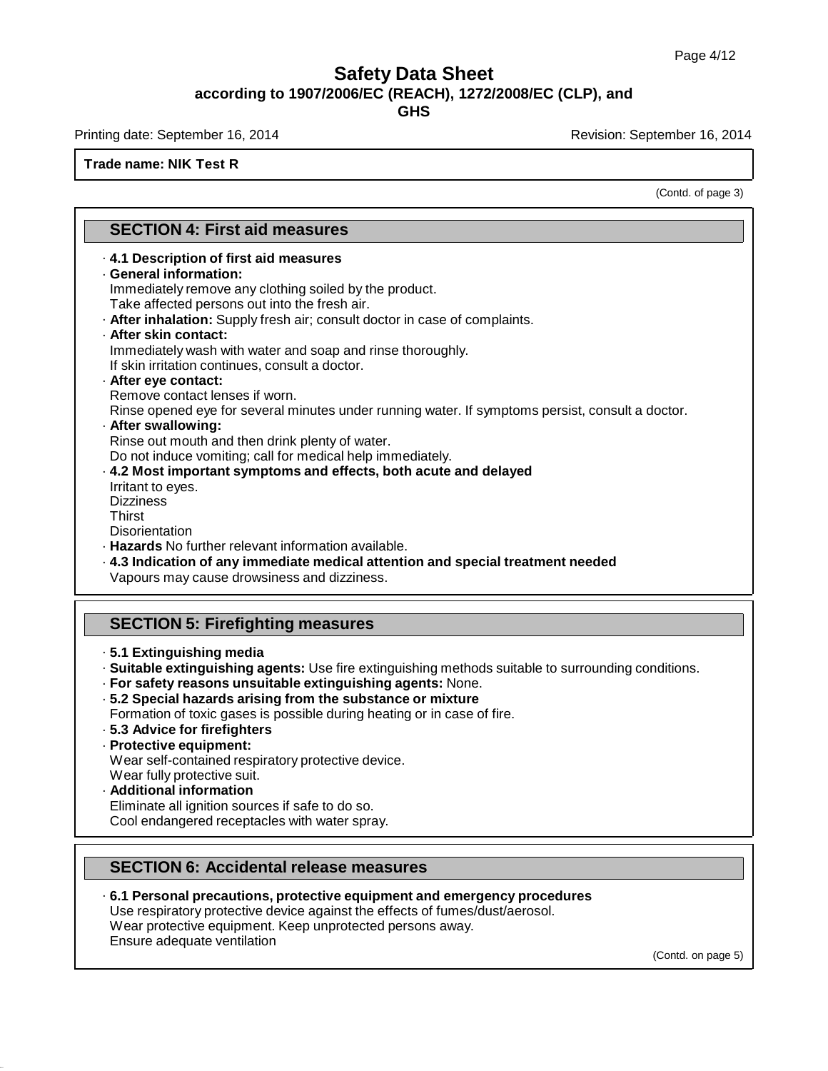**Trade name: NIK Test R**

(Contd. of page 3)

## SECTION 4: First aid measures

· **4.1 Description of first aid measures**

· **General information:**
Immediately remove any clothing soiled by the product.
Take affected persons out into the fresh air.

· **After inhalation:** Supply fresh air; consult doctor in case of complaints.

· **After skin contact:**
Immediately wash with water and soap and rinse thoroughly.
If skin irritation continues, consult a doctor.

· **After eye contact:**
Remove contact lenses if worn.
Rinse opened eye for several minutes under running water. If symptoms persist, consult a doctor.

· **After swallowing:**
Rinse out mouth and then drink plenty of water.
Do not induce vomiting; call for medical help immediately.

· **4.2 Most important symptoms and effects, both acute and delayed**
Irritant to eyes.
Dizziness
Thirst
Disorientation

· **Hazards** No further relevant information available.

· **4.3 Indication of any immediate medical attention and special treatment needed**
Vapours may cause drowsiness and dizziness.

## SECTION 5: Firefighting measures

· **5.1 Extinguishing media**

· **Suitable extinguishing agents:** Use fire extinguishing methods suitable to surrounding conditions.

· **For safety reasons unsuitable extinguishing agents:** None.

· **5.2 Special hazards arising from the substance or mixture**
Formation of toxic gases is possible during heating or in case of fire.

· **5.3 Advice for firefighters**

· **Protective equipment:**
Wear self-contained respiratory protective device.
Wear fully protective suit.

· **Additional information**
Eliminate all ignition sources if safe to do so.
Cool endangered receptacles with water spray.

## SECTION 6: Accidental release measures

· **6.1 Personal precautions, protective equipment and emergency procedures**
Use respiratory protective device against the effects of fumes/dust/aerosol.
Wear protective equipment. Keep unprotected persons away.
Ensure adequate ventilation

(Contd. on page 5)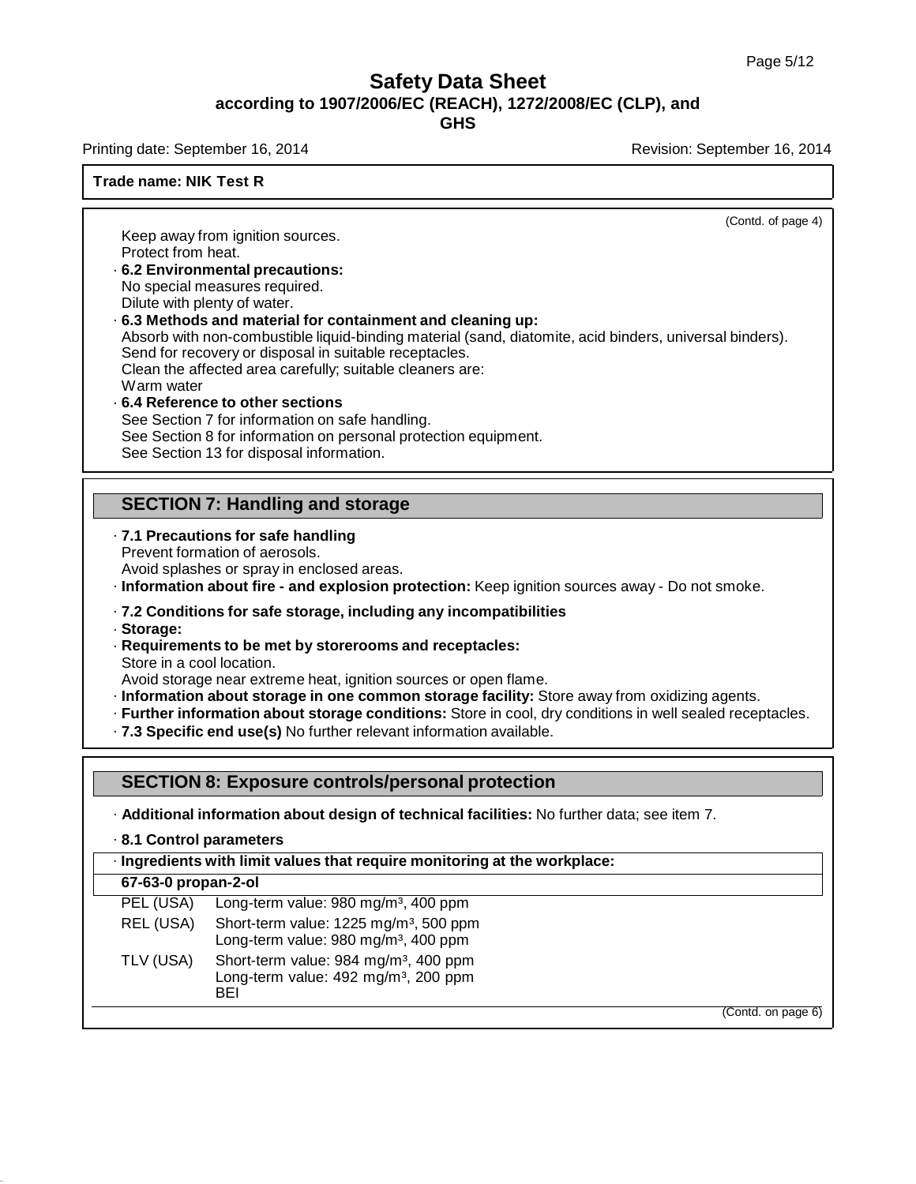(Contd. of page 4)

Keep away from ignition sources.
Protect from heat.

· **6.2 Environmental precautions:**
No special measures required.
Dilute with plenty of water.

· **6.3 Methods and material for containment and cleaning up:**
Absorb with non-combustible liquid-binding material (sand, diatomite, acid binders, universal binders).
Send for recovery or disposal in suitable receptacles.
Clean the affected area carefully; suitable cleaners are:
Warm water

· **6.4 Reference to other sections**
See Section 7 for information on safe handling.
See Section 8 for information on personal protection equipment.
See Section 13 for disposal information.

## SECTION 7: Handling and storage

· **7.1 Precautions for safe handling**
Prevent formation of aerosols.
Avoid splashes or spray in enclosed areas.

· **Information about fire - and explosion protection:** Keep ignition sources away - Do not smoke.

· **7.2 Conditions for safe storage, including any incompatibilities**

· **Storage:**

· **Requirements to be met by storerooms and receptacles:**
Store in a cool location.
Avoid storage near extreme heat, ignition sources or open flame.

· **Information about storage in one common storage facility:** Store away from oxidizing agents.

· **Further information about storage conditions:** Store in cool, dry conditions in well sealed receptacles.

· **7.3 Specific end use(s)** No further relevant information available.

## SECTION 8: Exposure controls/personal protection

· **Additional information about design of technical facilities:** No further data; see item 7.

· **8.1 Control parameters**

· **Ingredients with limit values that require monitoring at the workplace:**

| **67-63-0 propan-2-ol** | |
|---|---|
| PEL (USA) | Long-term value: 980 mg/m³, 400 ppm |
| REL (USA) | Short-term value: 1225 mg/m³, 500 ppm<br>Long-term value: 980 mg/m³, 400 ppm |
| TLV (USA) | Short-term value: 984 mg/m³, 400 ppm<br>Long-term value: 492 mg/m³, 200 ppm<br>BEI |

(Contd. on page 6)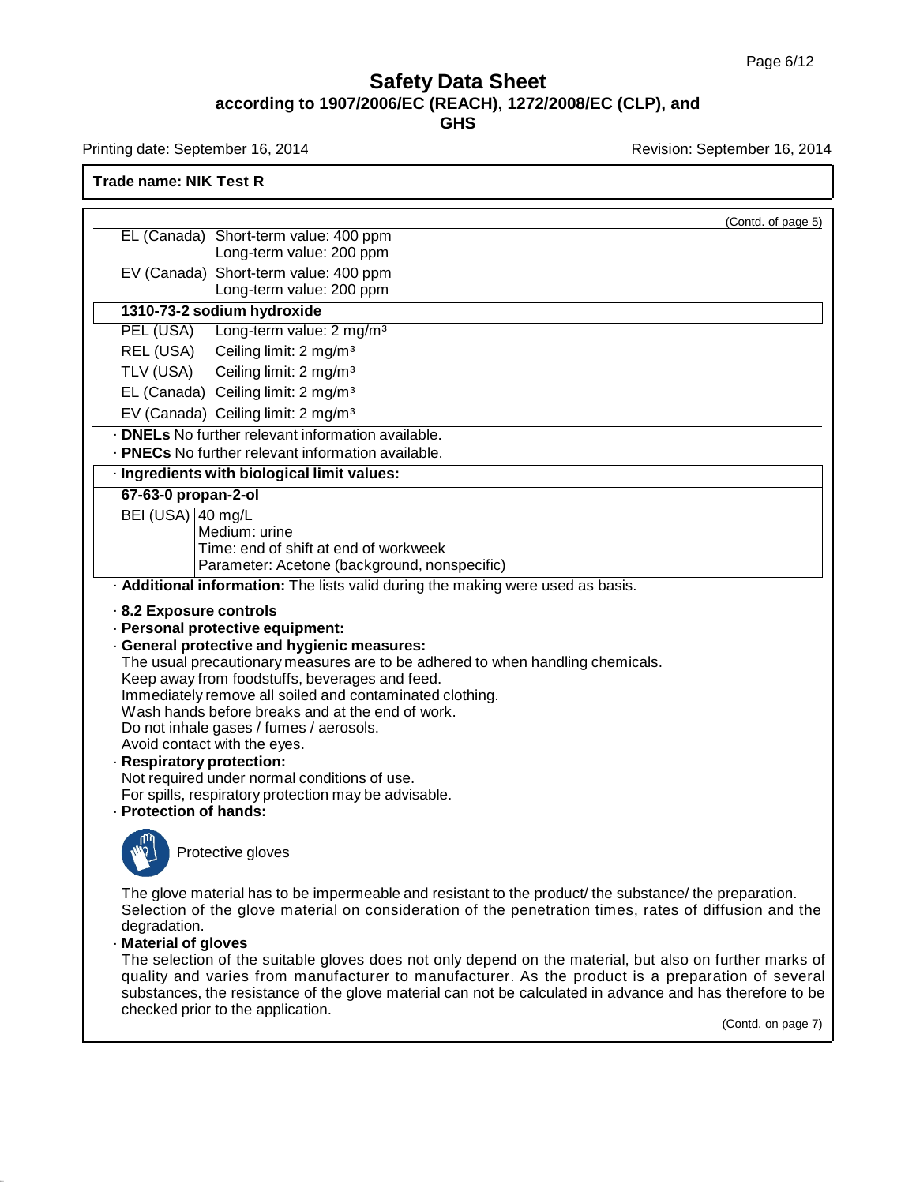(Contd. of page 5)

| | |
|---|---|
| EL (Canada) | Short-term value: 400 ppm<br>Long-term value: 200 ppm |
| EV (Canada) | Short-term value: 400 ppm<br>Long-term value: 200 ppm |

**1310-73-2 sodium hydroxide**

| | |
|---|---|
| PEL (USA) | Long-term value: 2 mg/m³ |
| REL (USA) | Ceiling limit: 2 mg/m³ |
| TLV (USA) | Ceiling limit: 2 mg/m³ |
| EL (Canada) | Ceiling limit: 2 mg/m³ |
| EV (Canada) | Ceiling limit: 2 mg/m³ |

· **DNELs** No further relevant information available.

· **PNECs** No further relevant information available.

· **Ingredients with biological limit values:**

**67-63-0 propan-2-ol**

| | |
|---|---|
| BEI (USA) | 40 mg/L<br>Medium: urine<br>Time: end of shift at end of workweek<br>Parameter: Acetone (background, nonspecific) |

· **Additional information:** The lists valid during the making were used as basis.

· **8.2 Exposure controls**

· **Personal protective equipment:**

· **General protective and hygienic measures:**

The usual precautionary measures are to be adhered to when handling chemicals.
Keep away from foodstuffs, beverages and feed.
Immediately remove all soiled and contaminated clothing.
Wash hands before breaks and at the end of work.
Do not inhale gases / fumes / aerosols.
Avoid contact with the eyes.

· **Respiratory protection:**

Not required under normal conditions of use.
For spills, respiratory protection may be advisable.

· **Protection of hands:**

Protective gloves

The glove material has to be impermeable and resistant to the product/ the substance/ the preparation.
Selection of the glove material on consideration of the penetration times, rates of diffusion and the degradation.

· **Material of gloves**

The selection of the suitable gloves does not only depend on the material, but also on further marks of quality and varies from manufacturer to manufacturer. As the product is a preparation of several substances, the resistance of the glove material can not be calculated in advance and has therefore to be checked prior to the application.

(Contd. on page 7)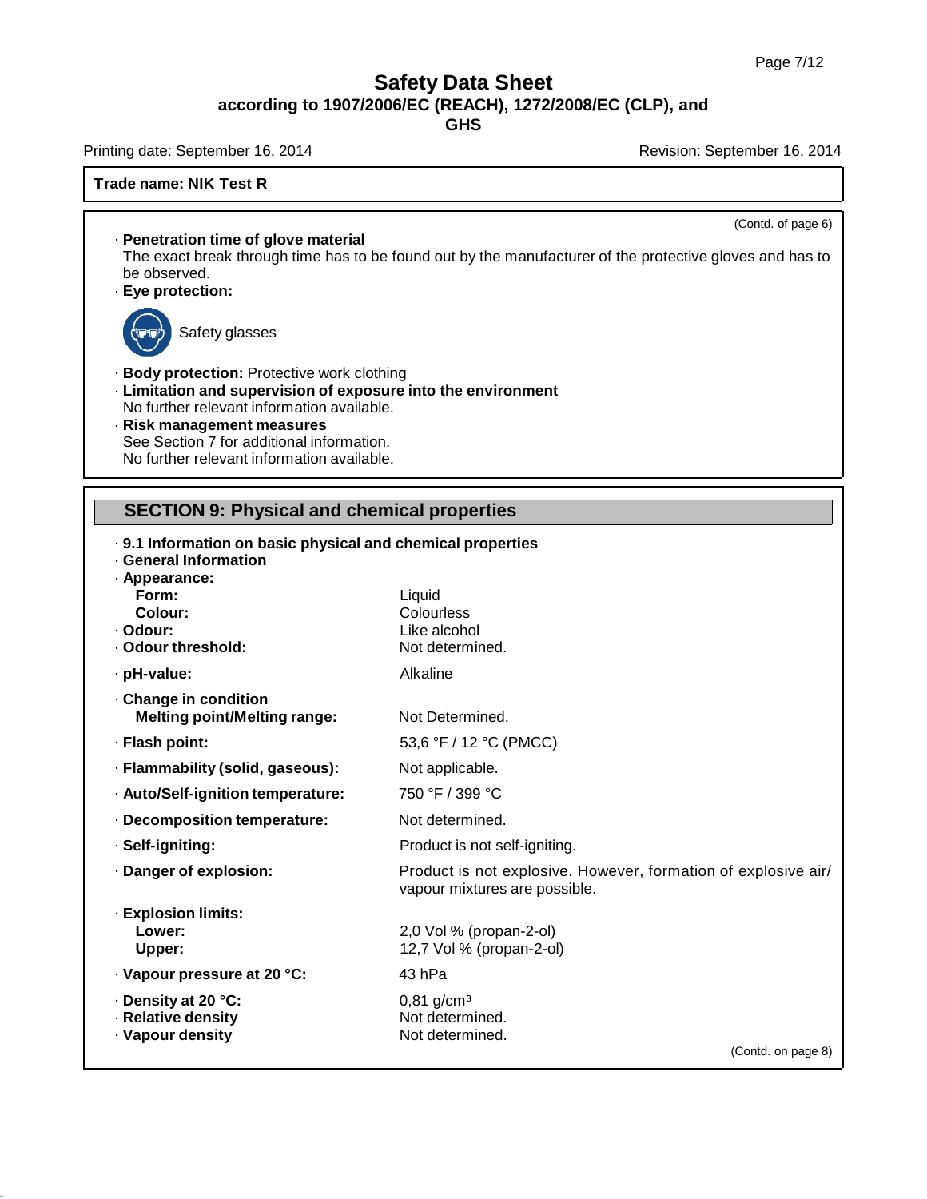**Trade name: NIK Test R**

(Contd. of page 6)

· **Penetration time of glove material**
The exact break through time has to be found out by the manufacturer of the protective gloves and has to be observed.

· **Eye protection:**

Safety glasses

· **Body protection:** Protective work clothing

· **Limitation and supervision of exposure into the environment**
No further relevant information available.

· **Risk management measures**
See Section 7 for additional information.
No further relevant information available.

## SECTION 9: Physical and chemical properties

· **9.1 Information on basic physical and chemical properties**

· **General Information**

| | |
|---|---|
| · **Appearance:** | |
| **Form:** | Liquid |
| **Colour:** | Colourless |
| · **Odour:** | Like alcohol |
| · **Odour threshold:** | Not determined. |
| · **pH-value:** | Alkaline |
| · **Change in condition** | |
| **Melting point/Melting range:** | Not Determined. |
| · **Flash point:** | 53,6 °F / 12 °C (PMCC) |
| · **Flammability (solid, gaseous):** | Not applicable. |
| · **Auto/Self-ignition temperature:** | 750 °F / 399 °C |
| · **Decomposition temperature:** | Not determined. |
| · **Self-igniting:** | Product is not self-igniting. |
| · **Danger of explosion:** | Product is not explosive. However, formation of explosive air/ vapour mixtures are possible. |
| · **Explosion limits:** | |
| **Lower:** | 2,0 Vol % (propan-2-ol) |
| **Upper:** | 12,7 Vol % (propan-2-ol) |
| · **Vapour pressure at 20 °C:** | 43 hPa |
| · **Density at 20 °C:** | 0,81 g/cm³ |
| · **Relative density** | Not determined. |
| · **Vapour density** | Not determined. |

(Contd. on page 8)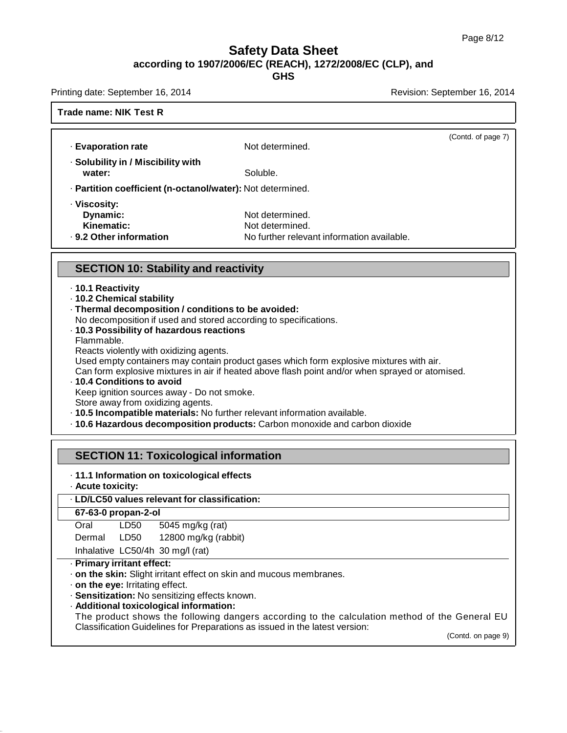(Contd. of page 7)

· **Evaporation rate** Not determined.

· **Solubility in / Miscibility with water:** Soluble.

· **Partition coefficient (n-octanol/water):** Not determined.

· **Viscosity:**
  **Dynamic:** Not determined.
  **Kinematic:** Not determined.

· **9.2 Other information** No further relevant information available.

## SECTION 10: Stability and reactivity

· **10.1 Reactivity**

· **10.2 Chemical stability**

· **Thermal decomposition / conditions to be avoided:**
No decomposition if used and stored according to specifications.

· **10.3 Possibility of hazardous reactions**
Flammable.
Reacts violently with oxidizing agents.
Used empty containers may contain product gases which form explosive mixtures with air.
Can form explosive mixtures in air if heated above flash point and/or when sprayed or atomised.

· **10.4 Conditions to avoid**
Keep ignition sources away - Do not smoke.
Store away from oxidizing agents.

· **10.5 Incompatible materials:** No further relevant information available.

· **10.6 Hazardous decomposition products:** Carbon monoxide and carbon dioxide

## SECTION 11: Toxicological information

· **11.1 Information on toxicological effects**

· **Acute toxicity:**

| · **LD/LC50 values relevant for classification:** | | |
|---|---|---|
| **67-63-0 propan-2-ol** | | |
| Oral | LD50 | 5045 mg/kg (rat) |
| Dermal | LD50 | 12800 mg/kg (rabbit) |
| Inhalative | LC50/4h | 30 mg/l (rat) |

· **Primary irritant effect:**

· **on the skin:** Slight irritant effect on skin and mucous membranes.

· **on the eye:** Irritating effect.

· **Sensitization:** No sensitizing effects known.

· **Additional toxicological information:**
The product shows the following dangers according to the calculation method of the General EU Classification Guidelines for Preparations as issued in the latest version:

(Contd. on page 9)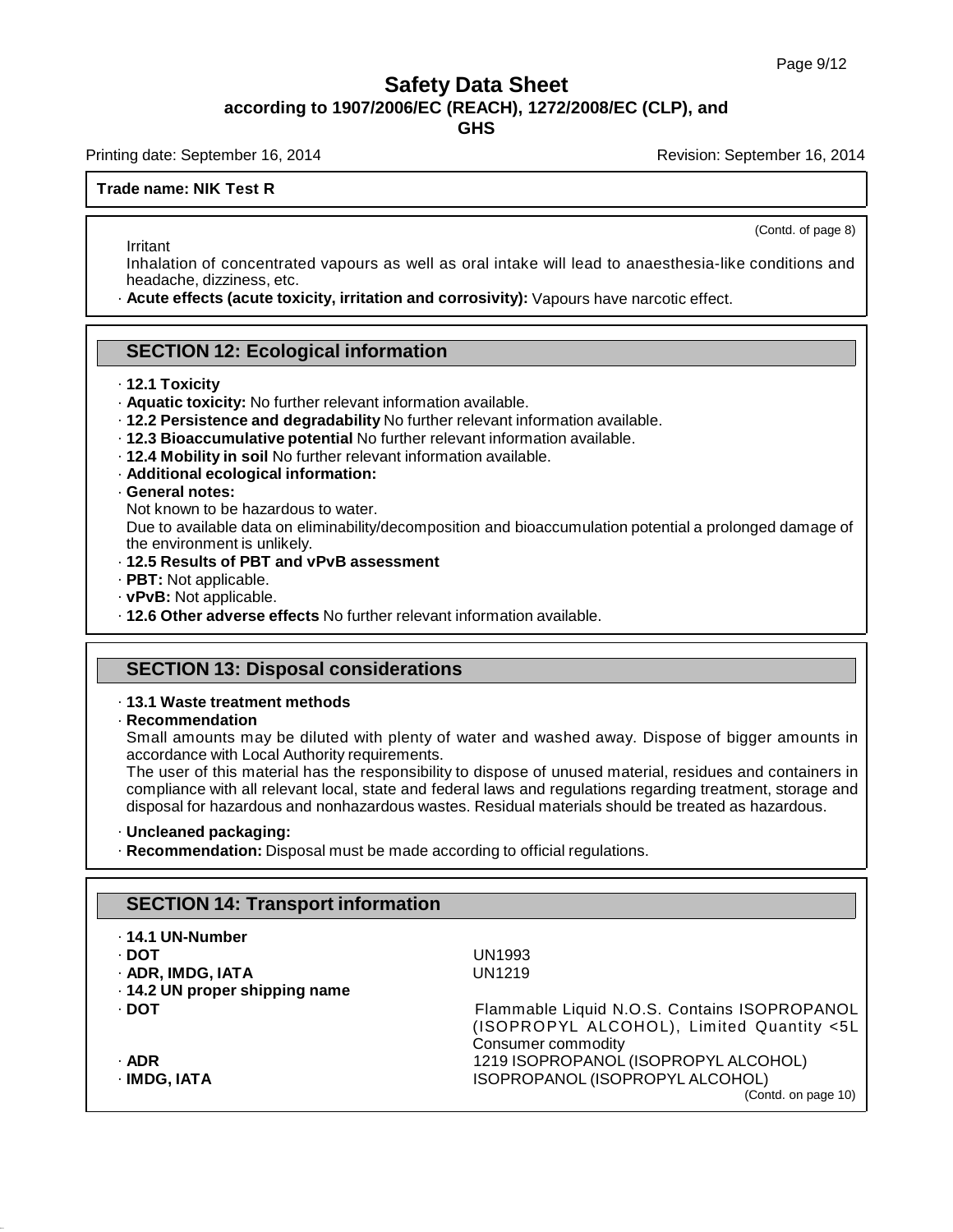(Contd. of page 8)

Irritant

Inhalation of concentrated vapours as well as oral intake will lead to anaesthesia-like conditions and headache, dizziness, etc.

· **Acute effects (acute toxicity, irritation and corrosivity):** Vapours have narcotic effect.

## SECTION 12: Ecological information

· **12.1 Toxicity**
· **Aquatic toxicity:** No further relevant information available.
· **12.2 Persistence and degradability** No further relevant information available.
· **12.3 Bioaccumulative potential** No further relevant information available.
· **12.4 Mobility in soil** No further relevant information available.
· **Additional ecological information:**
· **General notes:**
Not known to be hazardous to water.
Due to available data on eliminability/decomposition and bioaccumulation potential a prolonged damage of the environment is unlikely.
· **12.5 Results of PBT and vPvB assessment**
· **PBT:** Not applicable.
· **vPvB:** Not applicable.
· **12.6 Other adverse effects** No further relevant information available.

## SECTION 13: Disposal considerations

· **13.1 Waste treatment methods**
· **Recommendation**
Small amounts may be diluted with plenty of water and washed away. Dispose of bigger amounts in accordance with Local Authority requirements.
The user of this material has the responsibility to dispose of unused material, residues and containers in compliance with all relevant local, state and federal laws and regulations regarding treatment, storage and disposal for hazardous and nonhazardous wastes. Residual materials should be treated as hazardous.

· **Uncleaned packaging:**
· **Recommendation:** Disposal must be made according to official regulations.

## SECTION 14: Transport information

| | |
|---|---|
| · **14.1 UN-Number** | |
| · **DOT** | UN1993 |
| · **ADR, IMDG, IATA** | UN1219 |
| · **14.2 UN proper shipping name** | |
| · **DOT** | Flammable Liquid N.O.S. Contains ISOPROPANOL (ISOPROPYL ALCOHOL), Limited Quantity <5L Consumer commodity |
| · **ADR** | 1219 ISOPROPANOL (ISOPROPYL ALCOHOL) |
| · **IMDG, IATA** | ISOPROPANOL (ISOPROPYL ALCOHOL) |

(Contd. on page 10)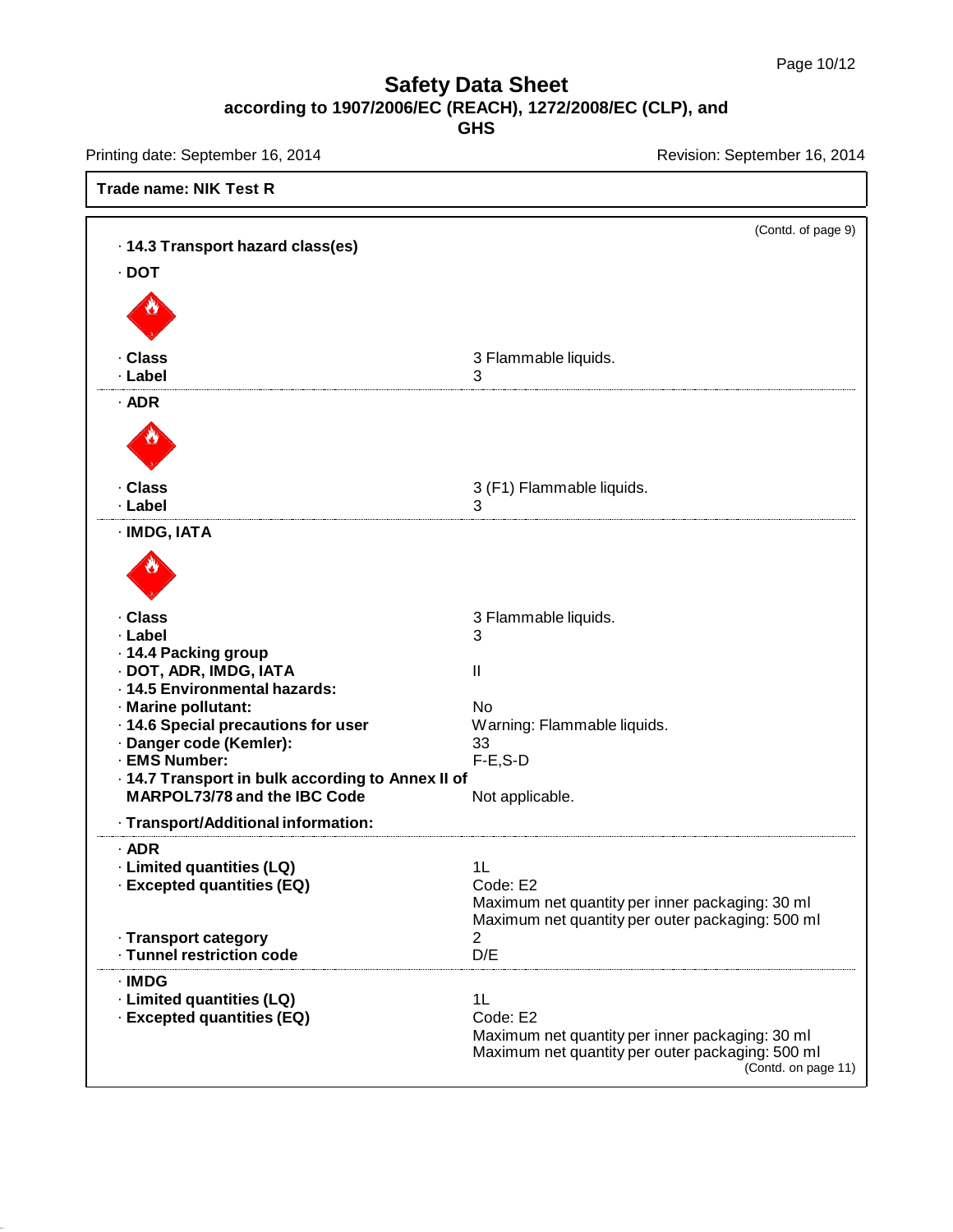# Safety Data Sheet

**according to 1907/2006/EC (REACH), 1272/2008/EC (CLP), and GHS**

Printing date: September 16, 2014 Revision: September 16, 2014

**Trade name: NIK Test R**

(Contd. of page 9)

· **14.3 Transport hazard class(es)**

· **DOT**

| | |
|---|---|
| · **Class** | 3 Flammable liquids. |
| · **Label** | 3 |

· **ADR**

| | |
|---|---|
| · **Class** | 3 (F1) Flammable liquids. |
| · **Label** | 3 |

· **IMDG, IATA**

| | |
|---|---|
| · **Class** | 3 Flammable liquids. |
| · **Label** | 3 |
| · **14.4 Packing group** | |
| · **DOT, ADR, IMDG, IATA** | II |
| · **14.5 Environmental hazards:** | |
| · **Marine pollutant:** | No |
| · **14.6 Special precautions for user** | Warning: Flammable liquids. |
| · **Danger code (Kemler):** | 33 |
| · **EMS Number:** | F-E,S-D |
| · **14.7 Transport in bulk according to Annex II of MARPOL73/78 and the IBC Code** | Not applicable. |

· **Transport/Additional information:**

· **ADR**

| | |
|---|---|
| · **Limited quantities (LQ)** | 1L |
| · **Excepted quantities (EQ)** | Code: E2<br>Maximum net quantity per inner packaging: 30 ml<br>Maximum net quantity per outer packaging: 500 ml |
| · **Transport category** | 2 |
| · **Tunnel restriction code** | D/E |

· **IMDG**

| | |
|---|---|
| · **Limited quantities (LQ)** | 1L |
| · **Excepted quantities (EQ)** | Code: E2<br>Maximum net quantity per inner packaging: 30 ml<br>Maximum net quantity per outer packaging: 500 ml |

(Contd. on page 11)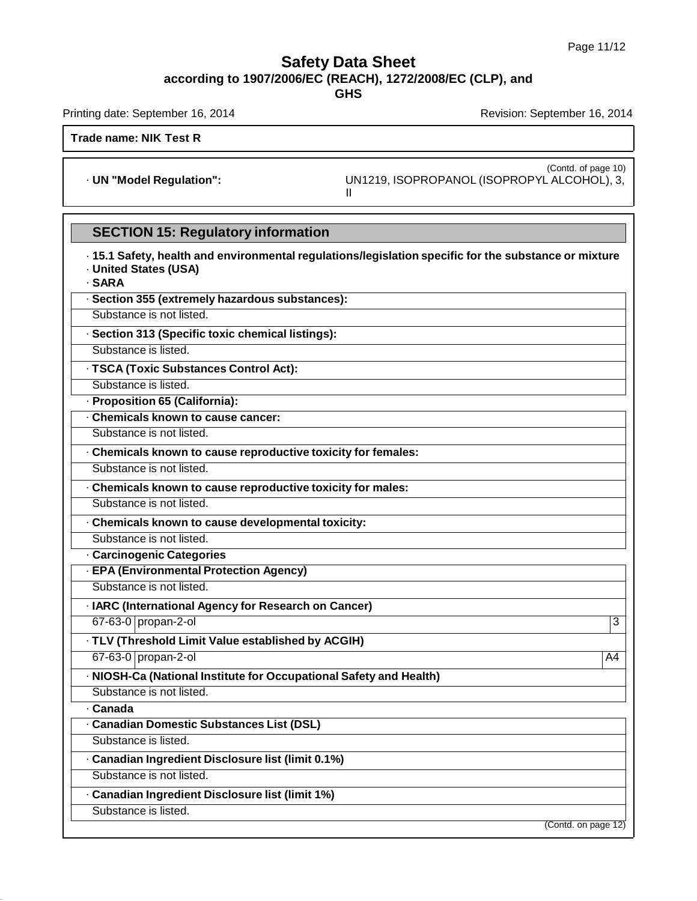**Trade name: NIK Test R**

(Contd. of page 10)

· **UN "Model Regulation":** UN1219, ISOPROPANOL (ISOPROPYL ALCOHOL), 3, II

## SECTION 15: Regulatory information

· **15.1 Safety, health and environmental regulations/legislation specific for the substance or mixture**
· **United States (USA)**
· **SARA**

· **Section 355 (extremely hazardous substances):**

Substance is not listed.

· **Section 313 (Specific toxic chemical listings):**

Substance is listed.

· **TSCA (Toxic Substances Control Act):**

Substance is listed.

· **Proposition 65 (California):**

· **Chemicals known to cause cancer:**

Substance is not listed.

· **Chemicals known to cause reproductive toxicity for females:**

Substance is not listed.

· **Chemicals known to cause reproductive toxicity for males:**

Substance is not listed.

· **Chemicals known to cause developmental toxicity:**

Substance is not listed.

· **Carcinogenic Categories**

· **EPA (Environmental Protection Agency)**

Substance is not listed.

· **IARC (International Agency for Research on Cancer)**

| | | |
|---|---|---|
| 67-63-0 | propan-2-ol | 3 |

· **TLV (Threshold Limit Value established by ACGIH)**

| | | |
|---|---|---|
| 67-63-0 | propan-2-ol | A4 |

· **NIOSH-Ca (National Institute for Occupational Safety and Health)**

Substance is not listed.

· **Canada**

· **Canadian Domestic Substances List (DSL)**

Substance is listed.

· **Canadian Ingredient Disclosure list (limit 0.1%)**

Substance is not listed.

· **Canadian Ingredient Disclosure list (limit 1%)**

Substance is listed.

(Contd. on page 12)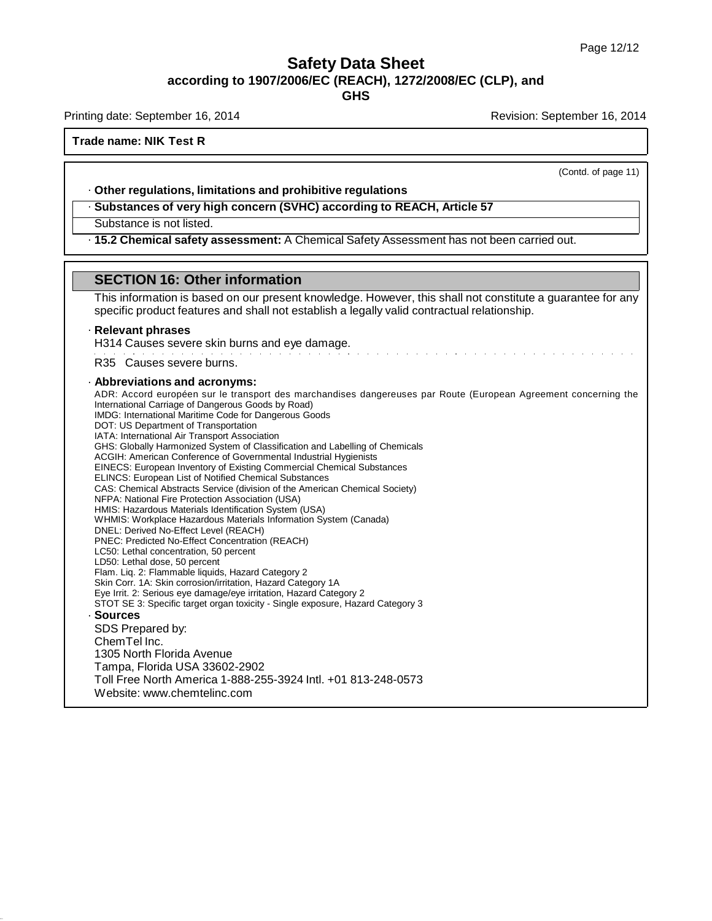(Contd. of page 11)

· **Other regulations, limitations and prohibitive regulations**

· **Substances of very high concern (SVHC) according to REACH, Article 57**

Substance is not listed.

· **15.2 Chemical safety assessment:** A Chemical Safety Assessment has not been carried out.

## SECTION 16: Other information

This information is based on our present knowledge. However, this shall not constitute a guarantee for any specific product features and shall not establish a legally valid contractual relationship.

· **Relevant phrases**

H314 Causes severe skin burns and eye damage.

R35 Causes severe burns.

· **Abbreviations and acronyms:**

ADR: Accord européen sur le transport des marchandises dangereuses par Route (European Agreement concerning the International Carriage of Dangerous Goods by Road)
IMDG: International Maritime Code for Dangerous Goods
DOT: US Department of Transportation
IATA: International Air Transport Association
GHS: Globally Harmonized System of Classification and Labelling of Chemicals
ACGIH: American Conference of Governmental Industrial Hygienists
EINECS: European Inventory of Existing Commercial Chemical Substances
ELINCS: European List of Notified Chemical Substances
CAS: Chemical Abstracts Service (division of the American Chemical Society)
NFPA: National Fire Protection Association (USA)
HMIS: Hazardous Materials Identification System (USA)
WHMIS: Workplace Hazardous Materials Information System (Canada)
DNEL: Derived No-Effect Level (REACH)
PNEC: Predicted No-Effect Concentration (REACH)
LC50: Lethal concentration, 50 percent
LD50: Lethal dose, 50 percent
Flam. Liq. 2: Flammable liquids, Hazard Category 2
Skin Corr. 1A: Skin corrosion/irritation, Hazard Category 1A
Eye Irrit. 2: Serious eye damage/eye irritation, Hazard Category 2
STOT SE 3: Specific target organ toxicity - Single exposure, Hazard Category 3

· **Sources**

SDS Prepared by:
ChemTel Inc.
1305 North Florida Avenue
Tampa, Florida USA 33602-2902
Toll Free North America 1-888-255-3924 Intl. +01 813-248-0573
Website: www.chemtelinc.com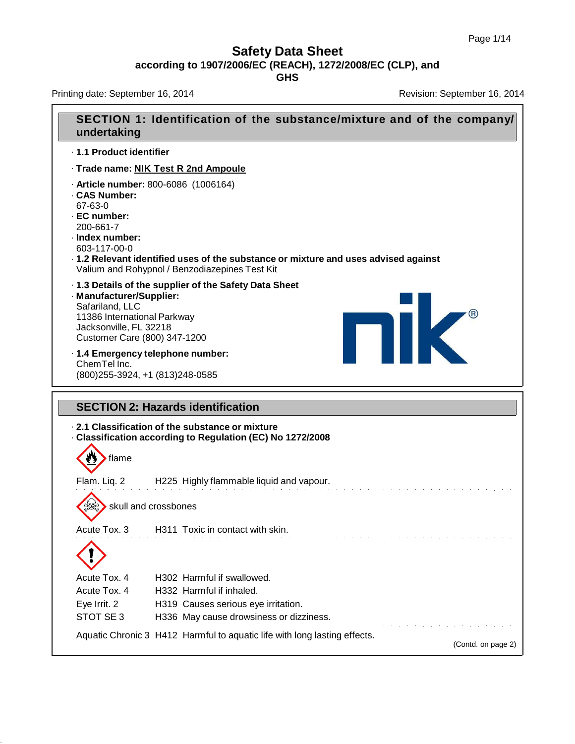# Safety Data Sheet

**according to 1907/2006/EC (REACH), 1272/2008/EC (CLP), and GHS**

Printing date: September 16, 2014 Revision: September 16, 2014

## SECTION 1: Identification of the substance/mixture and of the company/undertaking

· **1.1 Product identifier**

· **Trade name: NIK Test R 2nd Ampoule**

· **Article number:** 800-6086 (1006164)
· **CAS Number:**
67-63-0
· **EC number:**
200-661-7
· **Index number:**
603-117-00-0
· **1.2 Relevant identified uses of the substance or mixture and uses advised against**
Valium and Rohypnol / Benzodiazepines Test Kit

· **1.3 Details of the supplier of the Safety Data Sheet**
· **Manufacturer/Supplier:**
Safariland, LLC
11386 International Parkway
Jacksonville, FL 32218
Customer Care (800) 347-1200

· **1.4 Emergency telephone number:**
ChemTel Inc.
(800)255-3924, +1 (813)248-0585

## SECTION 2: Hazards identification

· **2.1 Classification of the substance or mixture**
· **Classification according to Regulation (EC) No 1272/2008**

flame

Flam. Liq. 2 H225 Highly flammable liquid and vapour.

skull and crossbones

Acute Tox. 3 H311 Toxic in contact with skin.

Acute Tox. 4 H302 Harmful if swallowed.
Acute Tox. 4 H332 Harmful if inhaled.
Eye Irrit. 2 H319 Causes serious eye irritation.
STOT SE 3 H336 May cause drowsiness or dizziness.

Aquatic Chronic 3 H412 Harmful to aquatic life with long lasting effects.

(Contd. on page 2)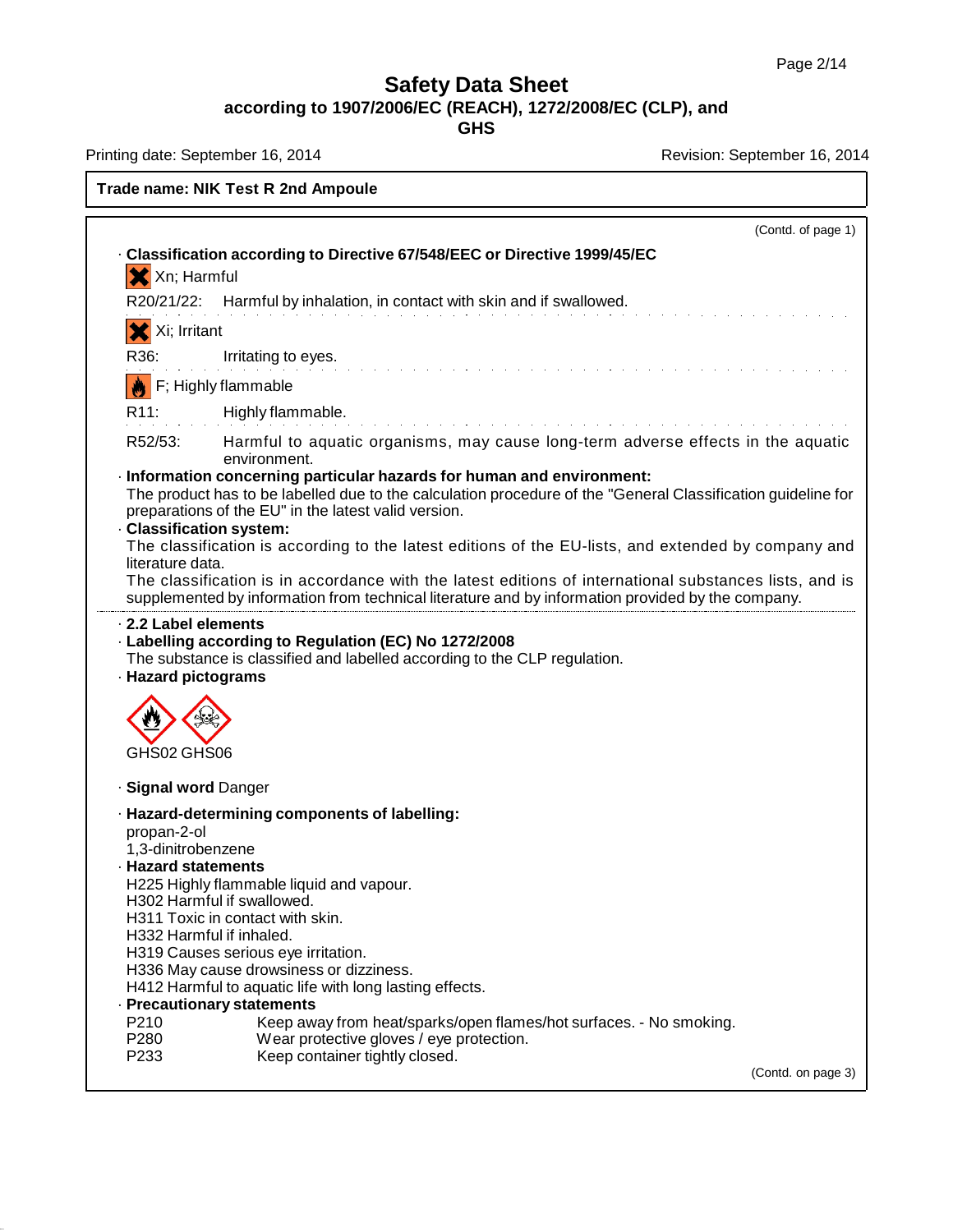**Trade name: NIK Test R 2nd Ampoule**

(Contd. of page 1)

· **Classification according to Directive 67/548/EEC or Directive 1999/45/EC**

Xn; Harmful

R20/21/22: Harmful by inhalation, in contact with skin and if swallowed.

Xi; Irritant

R36: Irritating to eyes.

F; Highly flammable

R11: Highly flammable.

R52/53: Harmful to aquatic organisms, may cause long-term adverse effects in the aquatic environment.

· **Information concerning particular hazards for human and environment:**
The product has to be labelled due to the calculation procedure of the "General Classification guideline for preparations of the EU" in the latest valid version.

· **Classification system:**
The classification is according to the latest editions of the EU-lists, and extended by company and literature data.
The classification is in accordance with the latest editions of international substances lists, and is supplemented by information from technical literature and by information provided by the company.

· **2.2 Label elements**

· **Labelling according to Regulation (EC) No 1272/2008**
The substance is classified and labelled according to the CLP regulation.

· **Hazard pictograms**

GHS02 GHS06

· **Signal word** Danger

· **Hazard-determining components of labelling:**
propan-2-ol
1,3-dinitrobenzene

· **Hazard statements**
H225 Highly flammable liquid and vapour.
H302 Harmful if swallowed.
H311 Toxic in contact with skin.
H332 Harmful if inhaled.
H319 Causes serious eye irritation.
H336 May cause drowsiness or dizziness.
H412 Harmful to aquatic life with long lasting effects.

· **Precautionary statements**

P210 Keep away from heat/sparks/open flames/hot surfaces. - No smoking.
P280 Wear protective gloves / eye protection.
P233 Keep container tightly closed.

(Contd. on page 3)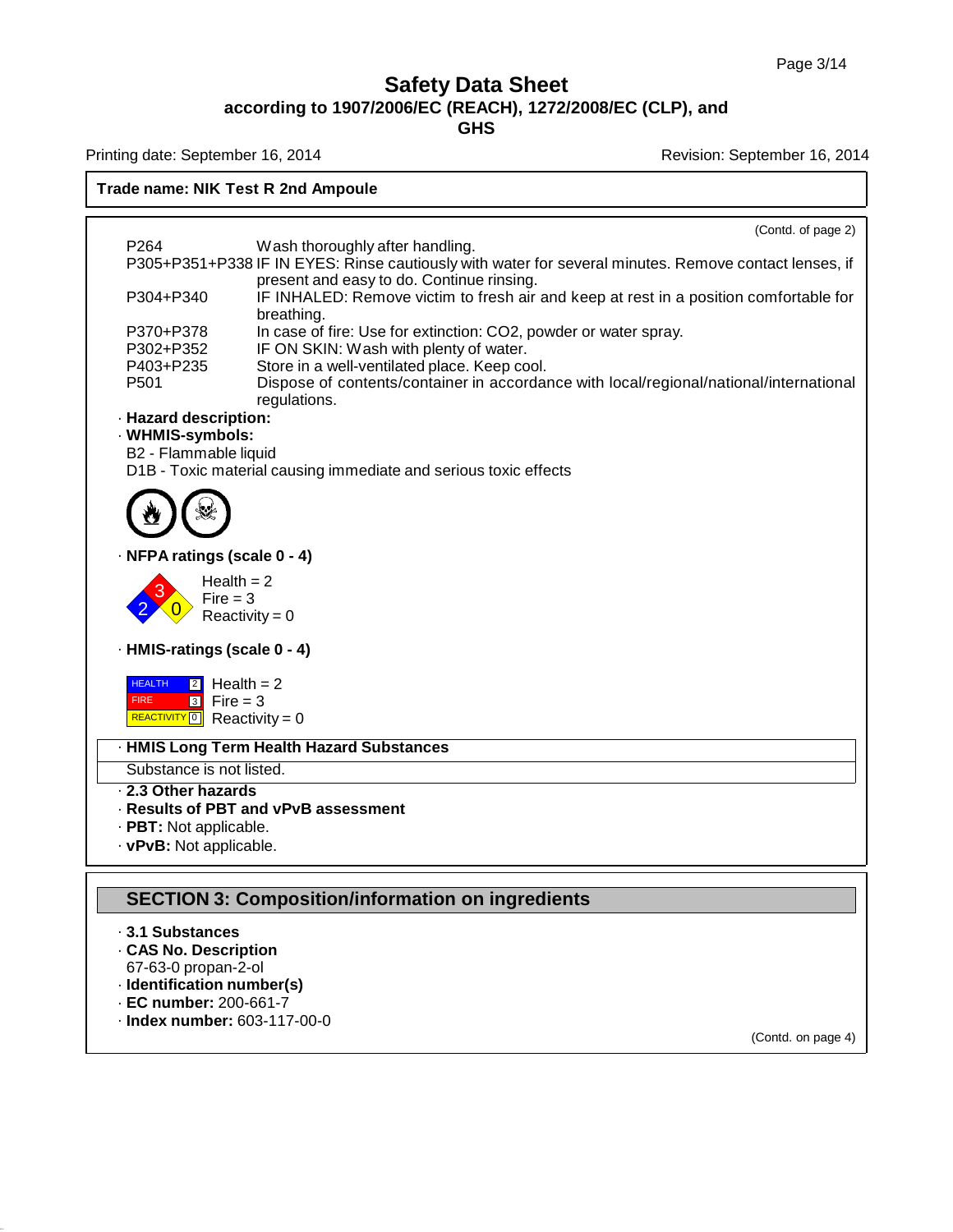**Trade name: NIK Test R 2nd Ampoule**

(Contd. of page 2)

| | |
|---|---|
| P264 | Wash thoroughly after handling. |
| P305+P351+P338 | IF IN EYES: Rinse cautiously with water for several minutes. Remove contact lenses, if present and easy to do. Continue rinsing. |
| P304+P340 | IF INHALED: Remove victim to fresh air and keep at rest in a position comfortable for breathing. |
| P370+P378 | In case of fire: Use for extinction: CO2, powder or water spray. |
| P302+P352 | IF ON SKIN: Wash with plenty of water. |
| P403+P235 | Store in a well-ventilated place. Keep cool. |
| P501 | Dispose of contents/container in accordance with local/regional/national/international regulations. |

· **Hazard description:**

· **WHMIS-symbols:**

B2 - Flammable liquid

D1B - Toxic material causing immediate and serious toxic effects

· **NFPA ratings (scale 0 - 4)**

Health = 2
Fire = 3
Reactivity = 0

· **HMIS-ratings (scale 0 - 4)**

| | | |
|---|---|---|
| HEALTH | 2 | Health = 2 |
| FIRE | 3 | Fire = 3 |
| REACTIVITY | 0 | Reactivity = 0 |

· **HMIS Long Term Health Hazard Substances**

Substance is not listed.

· **2.3 Other hazards**

· **Results of PBT and vPvB assessment**

· **PBT:** Not applicable.

· **vPvB:** Not applicable.

## SECTION 3: Composition/information on ingredients

· **3.1 Substances**

· **CAS No. Description**

67-63-0 propan-2-ol

· **Identification number(s)**

· **EC number:** 200-661-7

· **Index number:** 603-117-00-0

(Contd. on page 4)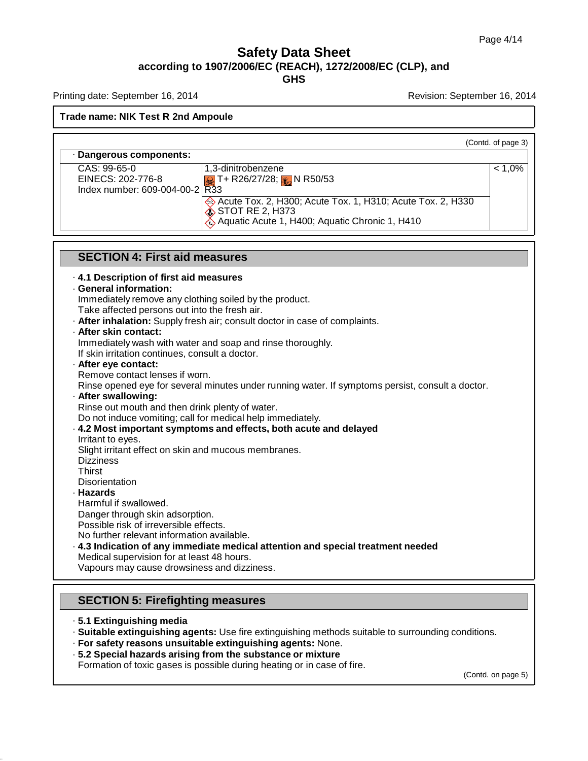# Safety Data Sheet
**according to 1907/2006/EC (REACH), 1272/2008/EC (CLP), and GHS**

Printing date: September 16, 2014 Revision: September 16, 2014

**Trade name: NIK Test R 2nd Ampoule**

(Contd. of page 3)

· **Dangerous components:**

| | | |
|---|---|---|
| CAS: 99-65-0<br>EINECS: 202-776-8<br>Index number: 609-004-00-2 | 1,3-dinitrobenzene<br>T+ R26/27/28; N R50/53<br>R33 | < 1,0% |
| | Acute Tox. 2, H300; Acute Tox. 1, H310; Acute Tox. 2, H330<br>STOT RE 2, H373<br>Aquatic Acute 1, H400; Aquatic Chronic 1, H410 | |

## SECTION 4: First aid measures

· **4.1 Description of first aid measures**

· **General information:**
Immediately remove any clothing soiled by the product.
Take affected persons out into the fresh air.

· **After inhalation:** Supply fresh air; consult doctor in case of complaints.

· **After skin contact:**
Immediately wash with water and soap and rinse thoroughly.
If skin irritation continues, consult a doctor.

· **After eye contact:**
Remove contact lenses if worn.
Rinse opened eye for several minutes under running water. If symptoms persist, consult a doctor.

· **After swallowing:**
Rinse out mouth and then drink plenty of water.
Do not induce vomiting; call for medical help immediately.

· **4.2 Most important symptoms and effects, both acute and delayed**
Irritant to eyes.
Slight irritant effect on skin and mucous membranes.
Dizziness
Thirst
Disorientation

· **Hazards**
Harmful if swallowed.
Danger through skin adsorption.
Possible risk of irreversible effects.
No further relevant information available.

· **4.3 Indication of any immediate medical attention and special treatment needed**
Medical supervision for at least 48 hours.
Vapours may cause drowsiness and dizziness.

## SECTION 5: Firefighting measures

· **5.1 Extinguishing media**

· **Suitable extinguishing agents:** Use fire extinguishing methods suitable to surrounding conditions.

· **For safety reasons unsuitable extinguishing agents:** None.

· **5.2 Special hazards arising from the substance or mixture**
Formation of toxic gases is possible during heating or in case of fire.

(Contd. on page 5)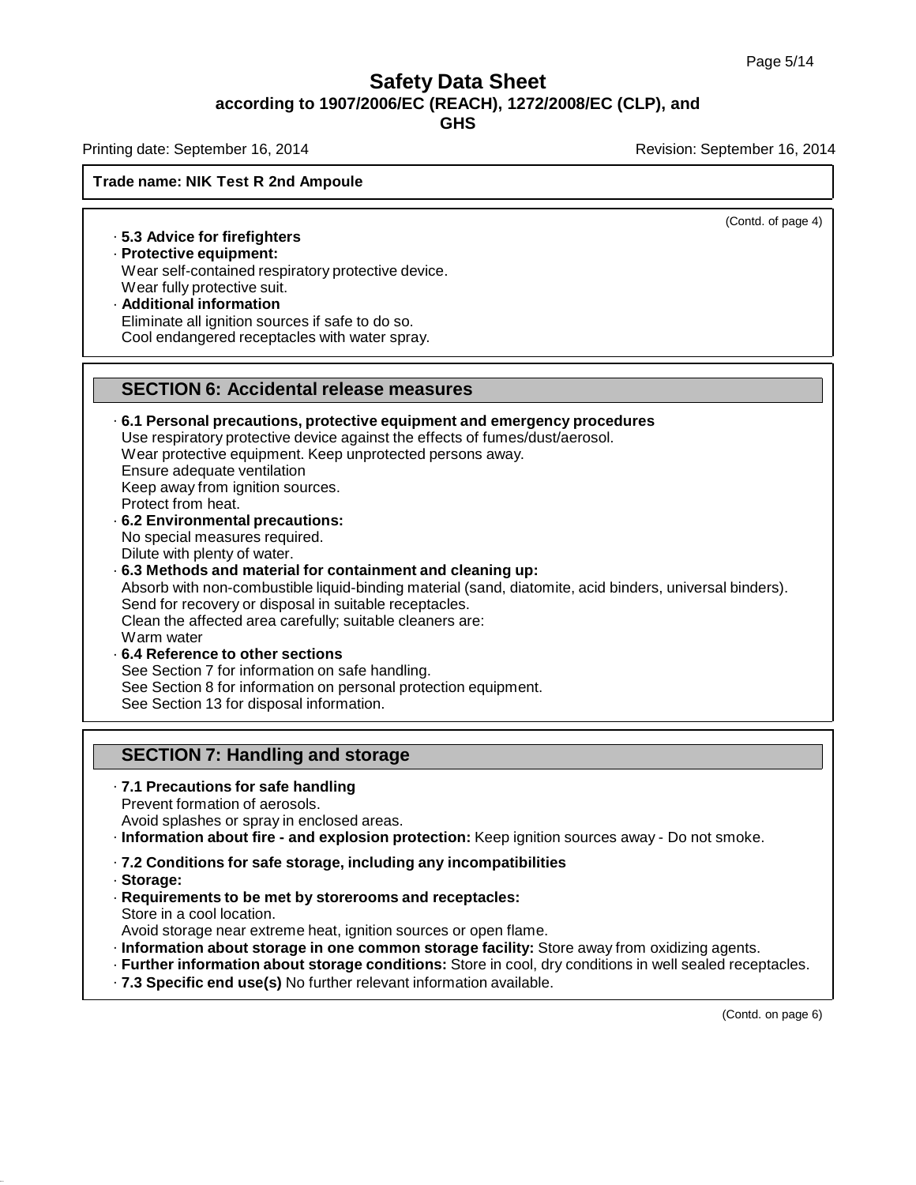(Contd. of page 4)

· **5.3 Advice for firefighters**
· **Protective equipment:**
Wear self-contained respiratory protective device.
Wear fully protective suit.
· **Additional information**
Eliminate all ignition sources if safe to do so.
Cool endangered receptacles with water spray.

## SECTION 6: Accidental release measures

· **6.1 Personal precautions, protective equipment and emergency procedures**
Use respiratory protective device against the effects of fumes/dust/aerosol.
Wear protective equipment. Keep unprotected persons away.
Ensure adequate ventilation
Keep away from ignition sources.
Protect from heat.
· **6.2 Environmental precautions:**
No special measures required.
Dilute with plenty of water.
· **6.3 Methods and material for containment and cleaning up:**
Absorb with non-combustible liquid-binding material (sand, diatomite, acid binders, universal binders).
Send for recovery or disposal in suitable receptacles.
Clean the affected area carefully; suitable cleaners are:
Warm water
· **6.4 Reference to other sections**
See Section 7 for information on safe handling.
See Section 8 for information on personal protection equipment.
See Section 13 for disposal information.

## SECTION 7: Handling and storage

· **7.1 Precautions for safe handling**
Prevent formation of aerosols.
Avoid splashes or spray in enclosed areas.
· **Information about fire - and explosion protection:** Keep ignition sources away - Do not smoke.

· **7.2 Conditions for safe storage, including any incompatibilities**
· **Storage:**
· **Requirements to be met by storerooms and receptacles:**
Store in a cool location.
Avoid storage near extreme heat, ignition sources or open flame.
· **Information about storage in one common storage facility:** Store away from oxidizing agents.
· **Further information about storage conditions:** Store in cool, dry conditions in well sealed receptacles.
· **7.3 Specific end use(s)** No further relevant information available.

(Contd. on page 6)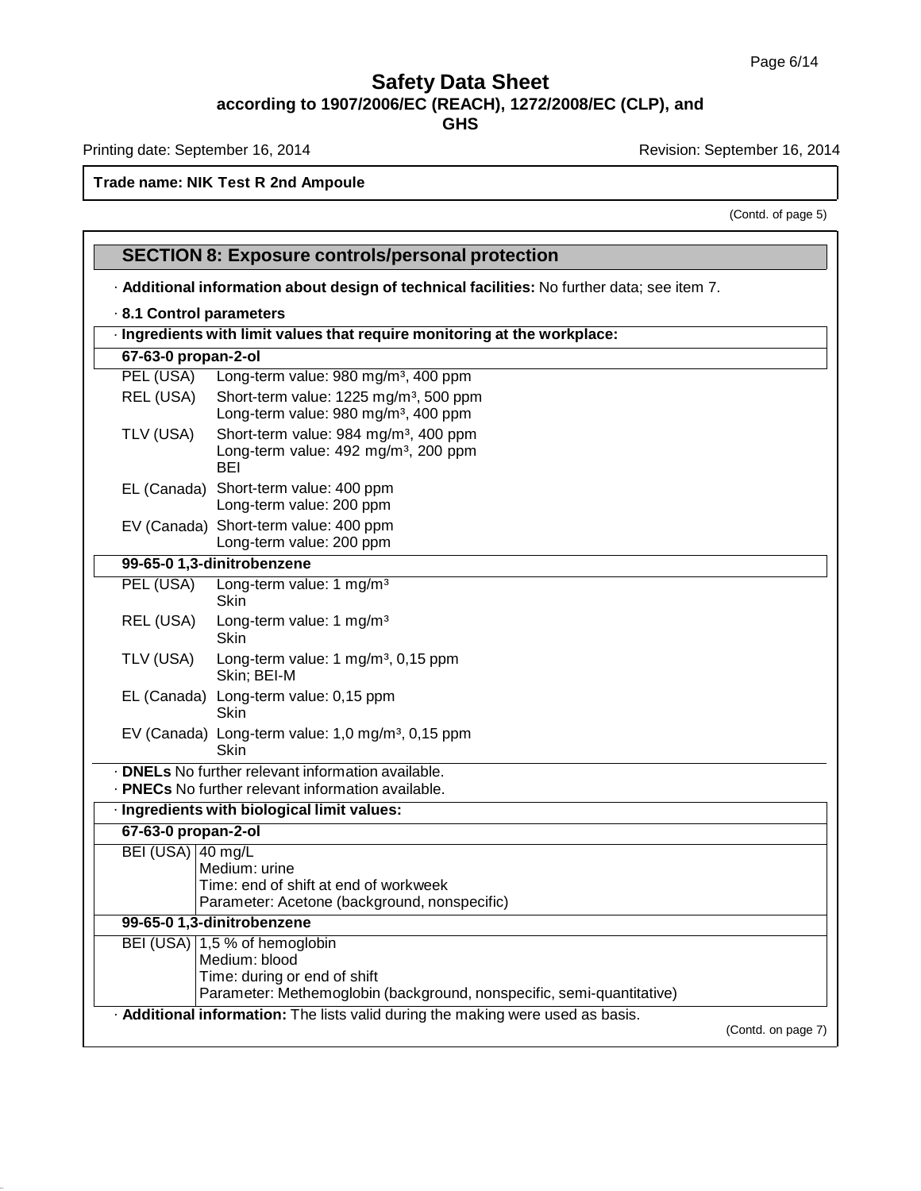(Contd. of page 5)

## SECTION 8: Exposure controls/personal protection

· **Additional information about design of technical facilities:** No further data; see item 7.

· **8.1 Control parameters**

· **Ingredients with limit values that require monitoring at the workplace:**

**67-63-0 propan-2-ol**

| | |
|---|---|
| PEL (USA) | Long-term value: 980 mg/m³, 400 ppm |
| REL (USA) | Short-term value: 1225 mg/m³, 500 ppm<br>Long-term value: 980 mg/m³, 400 ppm |
| TLV (USA) | Short-term value: 984 mg/m³, 400 ppm<br>Long-term value: 492 mg/m³, 200 ppm<br>BEI |
| EL (Canada) | Short-term value: 400 ppm<br>Long-term value: 200 ppm |
| EV (Canada) | Short-term value: 400 ppm<br>Long-term value: 200 ppm |

**99-65-0 1,3-dinitrobenzene**

| | |
|---|---|
| PEL (USA) | Long-term value: 1 mg/m³<br>Skin |
| REL (USA) | Long-term value: 1 mg/m³<br>Skin |
| TLV (USA) | Long-term value: 1 mg/m³, 0,15 ppm<br>Skin; BEI-M |
| EL (Canada) | Long-term value: 0,15 ppm<br>Skin |
| EV (Canada) | Long-term value: 1,0 mg/m³, 0,15 ppm<br>Skin |

· **DNELs** No further relevant information available.

· **PNECs** No further relevant information available.

· **Ingredients with biological limit values:**

**67-63-0 propan-2-ol**

| | |
|---|---|
| BEI (USA) | 40 mg/L<br>Medium: urine<br>Time: end of shift at end of workweek<br>Parameter: Acetone (background, nonspecific) |

**99-65-0 1,3-dinitrobenzene**

| | |
|---|---|
| BEI (USA) | 1,5 % of hemoglobin<br>Medium: blood<br>Time: during or end of shift<br>Parameter: Methemoglobin (background, nonspecific, semi-quantitative) |

· **Additional information:** The lists valid during the making were used as basis.

(Contd. on page 7)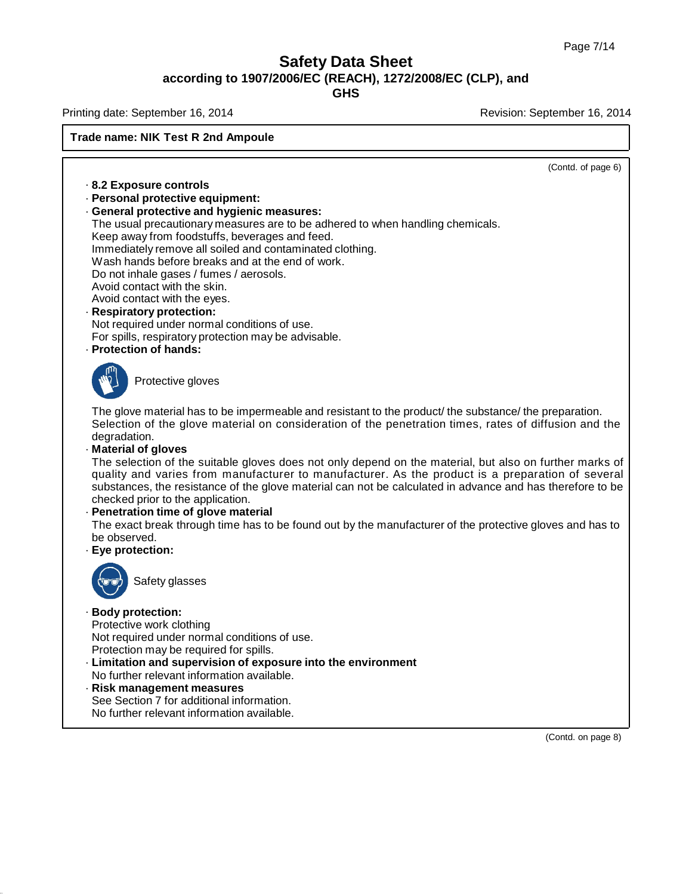**Trade name: NIK Test R 2nd Ampoule**

(Contd. of page 6)

· **8.2 Exposure controls**
· **Personal protective equipment:**
· **General protective and hygienic measures:**
The usual precautionary measures are to be adhered to when handling chemicals.
Keep away from foodstuffs, beverages and feed.
Immediately remove all soiled and contaminated clothing.
Wash hands before breaks and at the end of work.
Do not inhale gases / fumes / aerosols.
Avoid contact with the skin.
Avoid contact with the eyes.
· **Respiratory protection:**
Not required under normal conditions of use.
For spills, respiratory protection may be advisable.
· **Protection of hands:**

Protective gloves

The glove material has to be impermeable and resistant to the product/ the substance/ the preparation.
Selection of the glove material on consideration of the penetration times, rates of diffusion and the degradation.
· **Material of gloves**
The selection of the suitable gloves does not only depend on the material, but also on further marks of quality and varies from manufacturer to manufacturer. As the product is a preparation of several substances, the resistance of the glove material can not be calculated in advance and has therefore to be checked prior to the application.
· **Penetration time of glove material**
The exact break through time has to be found out by the manufacturer of the protective gloves and has to be observed.
· **Eye protection:**

Safety glasses

· **Body protection:**
Protective work clothing
Not required under normal conditions of use.
Protection may be required for spills.
· **Limitation and supervision of exposure into the environment**
No further relevant information available.
· **Risk management measures**
See Section 7 for additional information.
No further relevant information available.

(Contd. on page 8)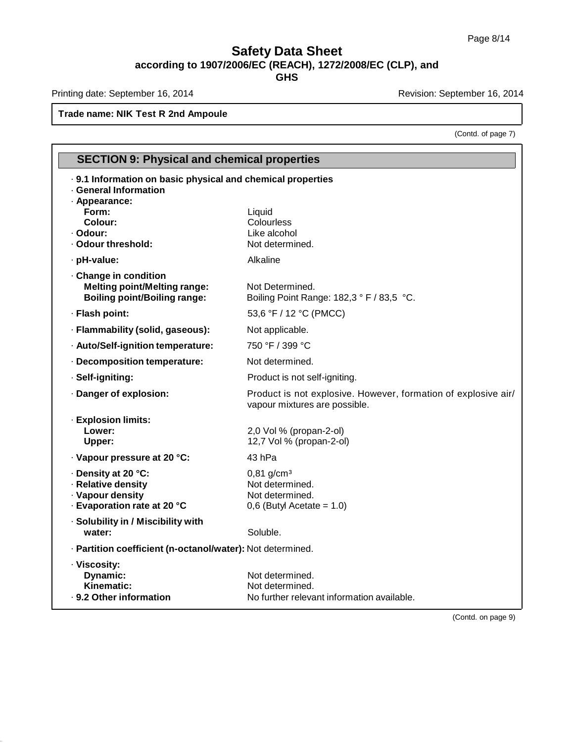**Trade name: NIK Test R 2nd Ampoule**

(Contd. of page 7)

## SECTION 9: Physical and chemical properties

· **9.1 Information on basic physical and chemical properties**
· **General Information**
· **Appearance:**

| | |
|---|---|
| **Form:** | Liquid |
| **Colour:** | Colourless |
| · **Odour:** | Like alcohol |
| · **Odour threshold:** | Not determined. |
| · **pH-value:** | Alkaline |
| · **Change in condition** | |
| **Melting point/Melting range:** | Not Determined. |
| **Boiling point/Boiling range:** | Boiling Point Range: 182,3 ° F / 83,5 °C. |
| · **Flash point:** | 53,6 °F / 12 °C (PMCC) |
| · **Flammability (solid, gaseous):** | Not applicable. |
| · **Auto/Self-ignition temperature:** | 750 °F / 399 °C |
| · **Decomposition temperature:** | Not determined. |
| · **Self-igniting:** | Product is not self-igniting. |
| · **Danger of explosion:** | Product is not explosive. However, formation of explosive air/ vapour mixtures are possible. |
| · **Explosion limits:** | |
| **Lower:** | 2,0 Vol % (propan-2-ol) |
| **Upper:** | 12,7 Vol % (propan-2-ol) |
| · **Vapour pressure at 20 °C:** | 43 hPa |
| · **Density at 20 °C:** | 0,81 g/cm³ |
| · **Relative density** | Not determined. |
| · **Vapour density** | Not determined. |
| · **Evaporation rate at 20 °C** | 0,6 (Butyl Acetate = 1.0) |
| · **Solubility in / Miscibility with** | |
| **water:** | Soluble. |
| · **Partition coefficient (n-octanol/water):** | Not determined. |
| · **Viscosity:** | |
| **Dynamic:** | Not determined. |
| **Kinematic:** | Not determined. |
| · **9.2 Other information** | No further relevant information available. |

(Contd. on page 9)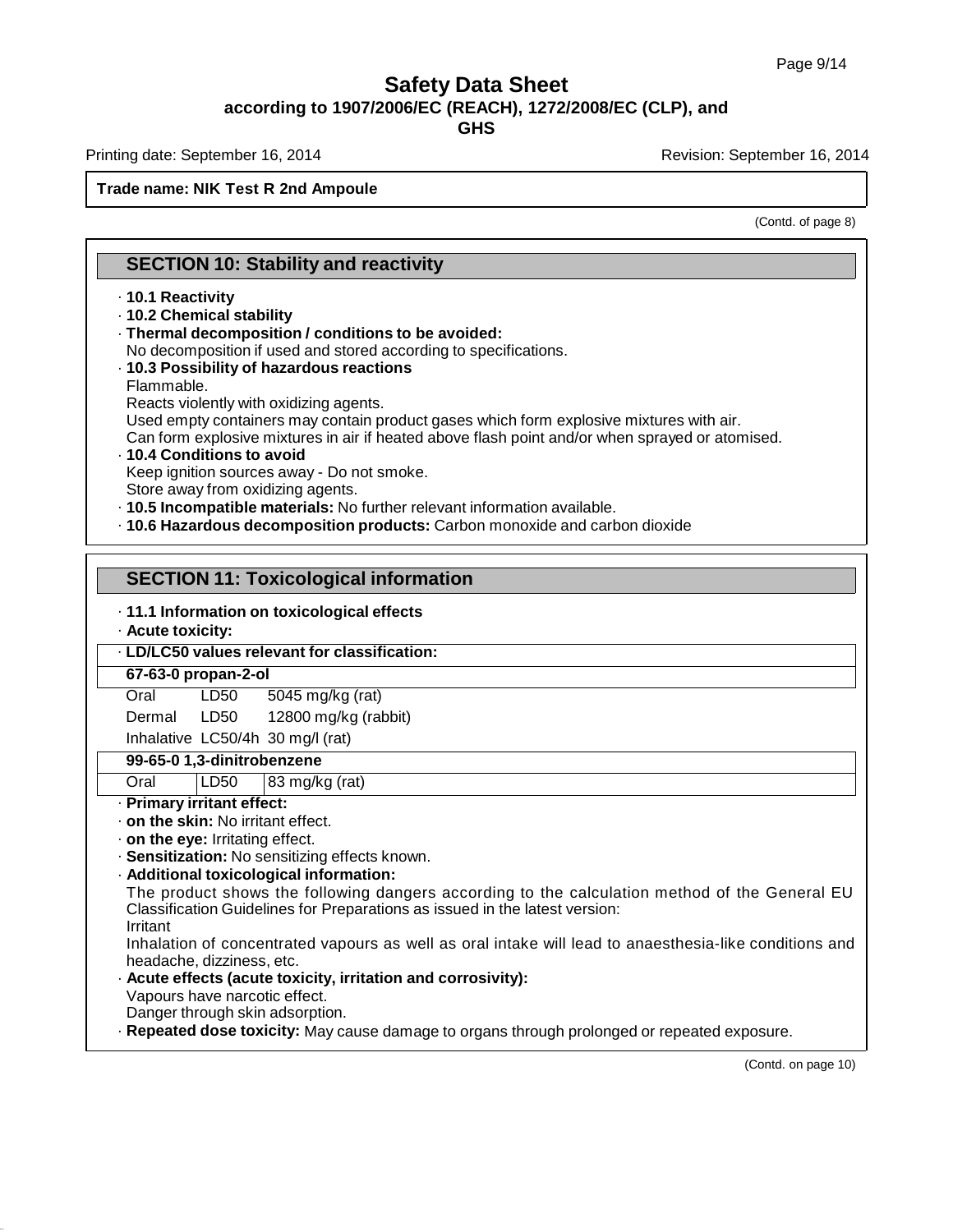**Trade name: NIK Test R 2nd Ampoule**

(Contd. of page 8)

## SECTION 10: Stability and reactivity

· **10.1 Reactivity**
· **10.2 Chemical stability**
· **Thermal decomposition / conditions to be avoided:**
No decomposition if used and stored according to specifications.
· **10.3 Possibility of hazardous reactions**
Flammable.
Reacts violently with oxidizing agents.
Used empty containers may contain product gases which form explosive mixtures with air.
Can form explosive mixtures in air if heated above flash point and/or when sprayed or atomised.
· **10.4 Conditions to avoid**
Keep ignition sources away - Do not smoke.
Store away from oxidizing agents.
· **10.5 Incompatible materials:** No further relevant information available.
· **10.6 Hazardous decomposition products:** Carbon monoxide and carbon dioxide

## SECTION 11: Toxicological information

· **11.1 Information on toxicological effects**
· **Acute toxicity:**

| · **LD/LC50 values relevant for classification:** | | |
|---|---|---|
| **67-63-0 propan-2-ol** | | |
| Oral | LD50 | 5045 mg/kg (rat) |
| Dermal | LD50 | 12800 mg/kg (rabbit) |
| Inhalative | LC50/4h | 30 mg/l (rat) |
| **99-65-0 1,3-dinitrobenzene** | | |
| Oral | LD50 | 83 mg/kg (rat) |

· **Primary irritant effect:**
· **on the skin:** No irritant effect.
· **on the eye:** Irritating effect.
· **Sensitization:** No sensitizing effects known.
· **Additional toxicological information:**
The product shows the following dangers according to the calculation method of the General EU Classification Guidelines for Preparations as issued in the latest version:
Irritant
Inhalation of concentrated vapours as well as oral intake will lead to anaesthesia-like conditions and headache, dizziness, etc.
· **Acute effects (acute toxicity, irritation and corrosivity):**
Vapours have narcotic effect.
Danger through skin adsorption.
· **Repeated dose toxicity:** May cause damage to organs through prolonged or repeated exposure.

(Contd. on page 10)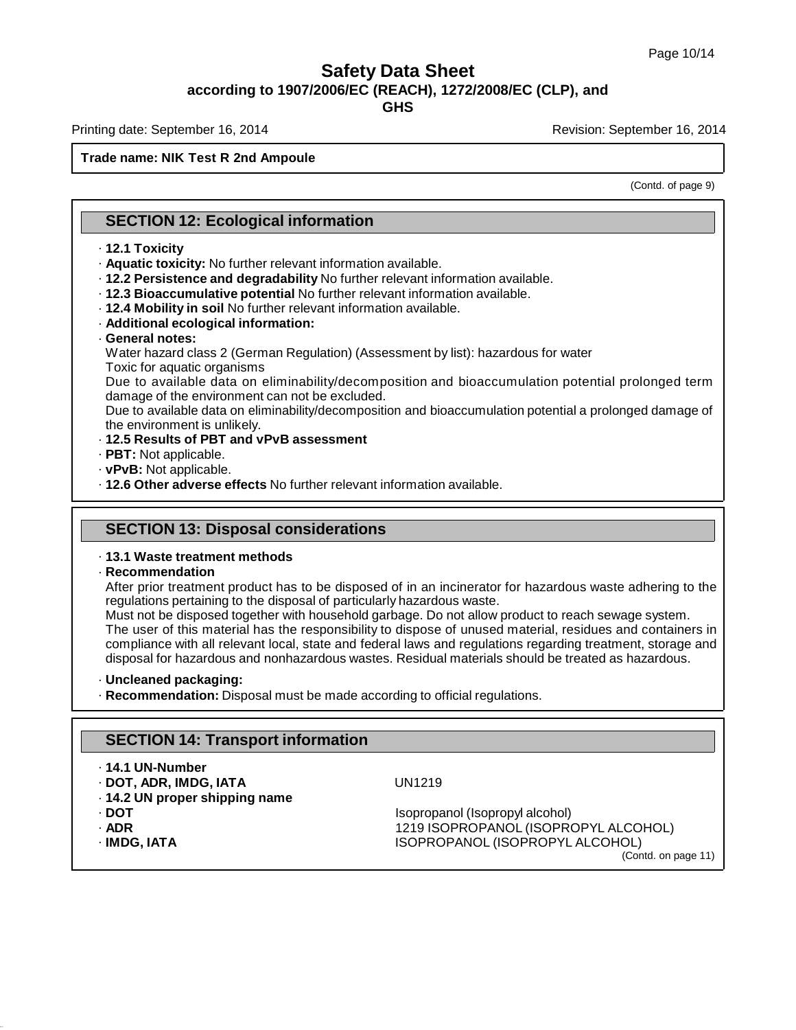(Contd. of page 9)

## SECTION 12: Ecological information

- **12.1 Toxicity**
- **Aquatic toxicity:** No further relevant information available.
- **12.2 Persistence and degradability** No further relevant information available.
- **12.3 Bioaccumulative potential** No further relevant information available.
- **12.4 Mobility in soil** No further relevant information available.
- **Additional ecological information:**
- **General notes:**

  Water hazard class 2 (German Regulation) (Assessment by list): hazardous for water

  Toxic for aquatic organisms

  Due to available data on eliminability/decomposition and bioaccumulation potential prolonged term damage of the environment can not be excluded.

  Due to available data on eliminability/decomposition and bioaccumulation potential a prolonged damage of the environment is unlikely.
- **12.5 Results of PBT and vPvB assessment**
- **PBT:** Not applicable.
- **vPvB:** Not applicable.
- **12.6 Other adverse effects** No further relevant information available.

## SECTION 13: Disposal considerations

- **13.1 Waste treatment methods**
- **Recommendation**

  After prior treatment product has to be disposed of in an incinerator for hazardous waste adhering to the regulations pertaining to the disposal of particularly hazardous waste.

  Must not be disposed together with household garbage. Do not allow product to reach sewage system.

  The user of this material has the responsibility to dispose of unused material, residues and containers in compliance with all relevant local, state and federal laws and regulations regarding treatment, storage and disposal for hazardous and nonhazardous wastes. Residual materials should be treated as hazardous.

- **Uncleaned packaging:**
- **Recommendation:** Disposal must be made according to official regulations.

## SECTION 14: Transport information

| | |
|---|---|
| **14.1 UN-Number** | |
| **DOT, ADR, IMDG, IATA** | UN1219 |
| **14.2 UN proper shipping name** | |
| **DOT** | Isopropanol (Isopropyl alcohol) |
| **ADR** | 1219 ISOPROPANOL (ISOPROPYL ALCOHOL) |
| **IMDG, IATA** | ISOPROPANOL (ISOPROPYL ALCOHOL) |

(Contd. on page 11)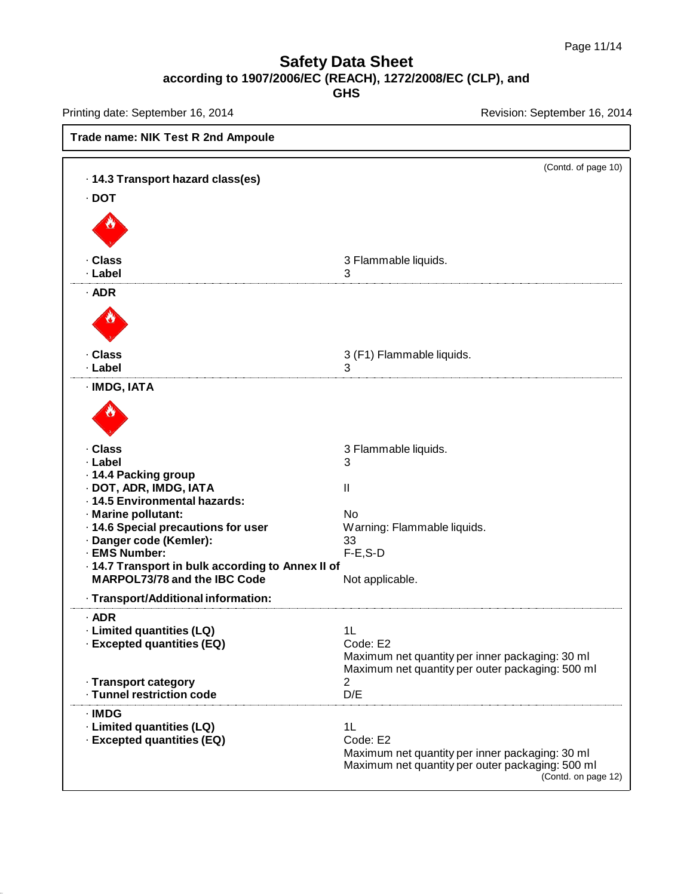**Trade name: NIK Test R 2nd Ampoule**

(Contd. of page 10)

· **14.3 Transport hazard class(es)**

· **DOT**

| | |
|---|---|
| · **Class** | 3 Flammable liquids. |
| · **Label** | 3 |

· **ADR**

| | |
|---|---|
| · **Class** | 3 (F1) Flammable liquids. |
| · **Label** | 3 |

· **IMDG, IATA**

| | |
|---|---|
| · **Class** | 3 Flammable liquids. |
| · **Label** | 3 |
| · **14.4 Packing group** | |
| · **DOT, ADR, IMDG, IATA** | II |
| · **14.5 Environmental hazards:** | |
| · **Marine pollutant:** | No |
| · **14.6 Special precautions for user** | Warning: Flammable liquids. |
| · **Danger code (Kemler):** | 33 |
| · **EMS Number:** | F-E,S-D |
| · **14.7 Transport in bulk according to Annex II of MARPOL73/78 and the IBC Code** | Not applicable. |

· **Transport/Additional information:**

· **ADR**

| | |
|---|---|
| · **Limited quantities (LQ)** | 1L |
| · **Excepted quantities (EQ)** | Code: E2<br>Maximum net quantity per inner packaging: 30 ml<br>Maximum net quantity per outer packaging: 500 ml |
| · **Transport category** | 2 |
| · **Tunnel restriction code** | D/E |

· **IMDG**

| | |
|---|---|
| · **Limited quantities (LQ)** | 1L |
| · **Excepted quantities (EQ)** | Code: E2<br>Maximum net quantity per inner packaging: 30 ml<br>Maximum net quantity per outer packaging: 500 ml |

(Contd. on page 12)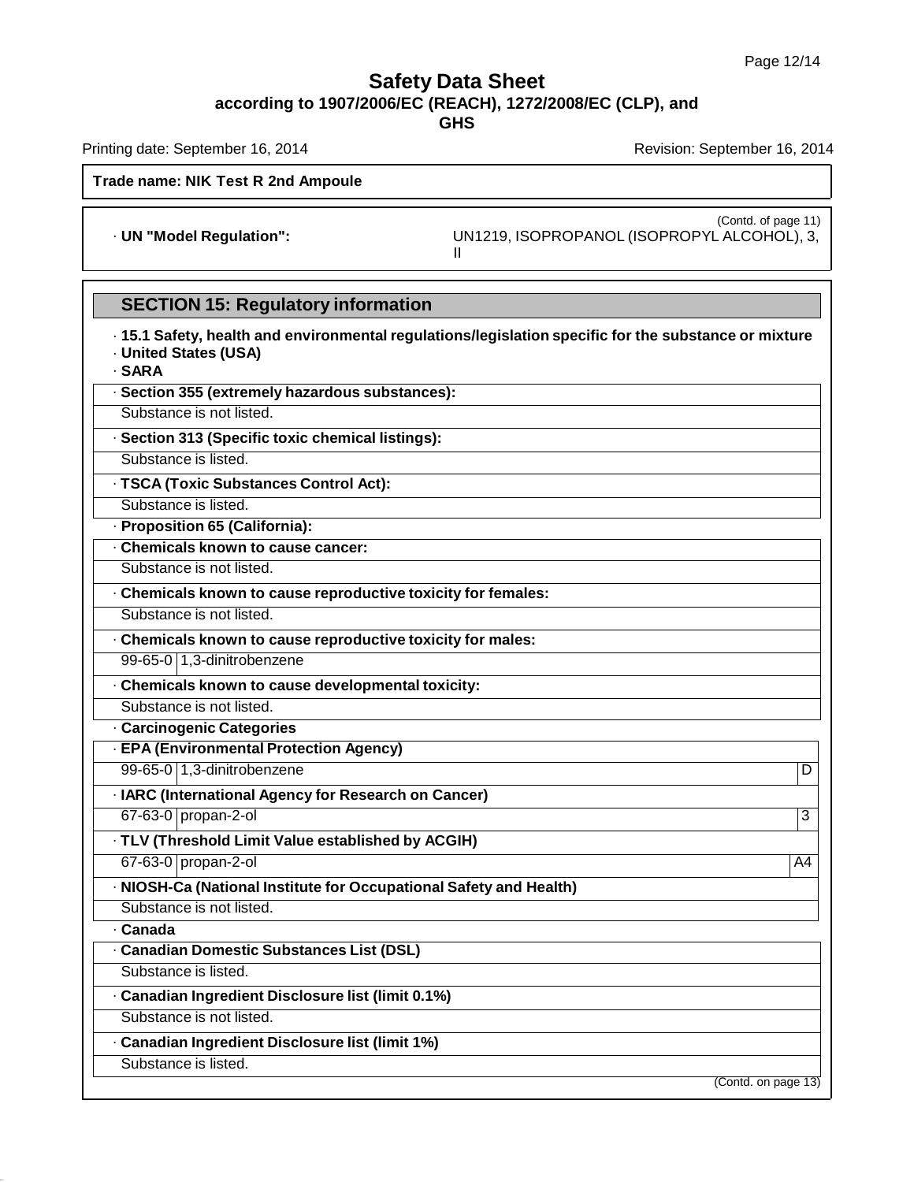**Trade name: NIK Test R 2nd Ampoule**

(Contd. of page 11)

· **UN "Model Regulation":** UN1219, ISOPROPANOL (ISOPROPYL ALCOHOL), 3, II

## SECTION 15: Regulatory information

· **15.1 Safety, health and environmental regulations/legislation specific for the substance or mixture**

· **United States (USA)**

· **SARA**

· **Section 355 (extremely hazardous substances):**

Substance is not listed.

· **Section 313 (Specific toxic chemical listings):**

Substance is listed.

· **TSCA (Toxic Substances Control Act):**

Substance is listed.

· **Proposition 65 (California):**

· **Chemicals known to cause cancer:**

Substance is not listed.

· **Chemicals known to cause reproductive toxicity for females:**

Substance is not listed.

· **Chemicals known to cause reproductive toxicity for males:**

| | |
|---|---|
| 99-65-0 | 1,3-dinitrobenzene |

· **Chemicals known to cause developmental toxicity:**

Substance is not listed.

· **Carcinogenic Categories**

· **EPA (Environmental Protection Agency)**

| | | |
|---|---|---|
| 99-65-0 | 1,3-dinitrobenzene | D |

· **IARC (International Agency for Research on Cancer)**

| | | |
|---|---|---|
| 67-63-0 | propan-2-ol | 3 |

· **TLV (Threshold Limit Value established by ACGIH)**

| | | |
|---|---|---|
| 67-63-0 | propan-2-ol | A4 |

· **NIOSH-Ca (National Institute for Occupational Safety and Health)**

Substance is not listed.

· **Canada**

· **Canadian Domestic Substances List (DSL)**

Substance is listed.

· **Canadian Ingredient Disclosure list (limit 0.1%)**

Substance is not listed.

· **Canadian Ingredient Disclosure list (limit 1%)**

Substance is listed.

(Contd. on page 13)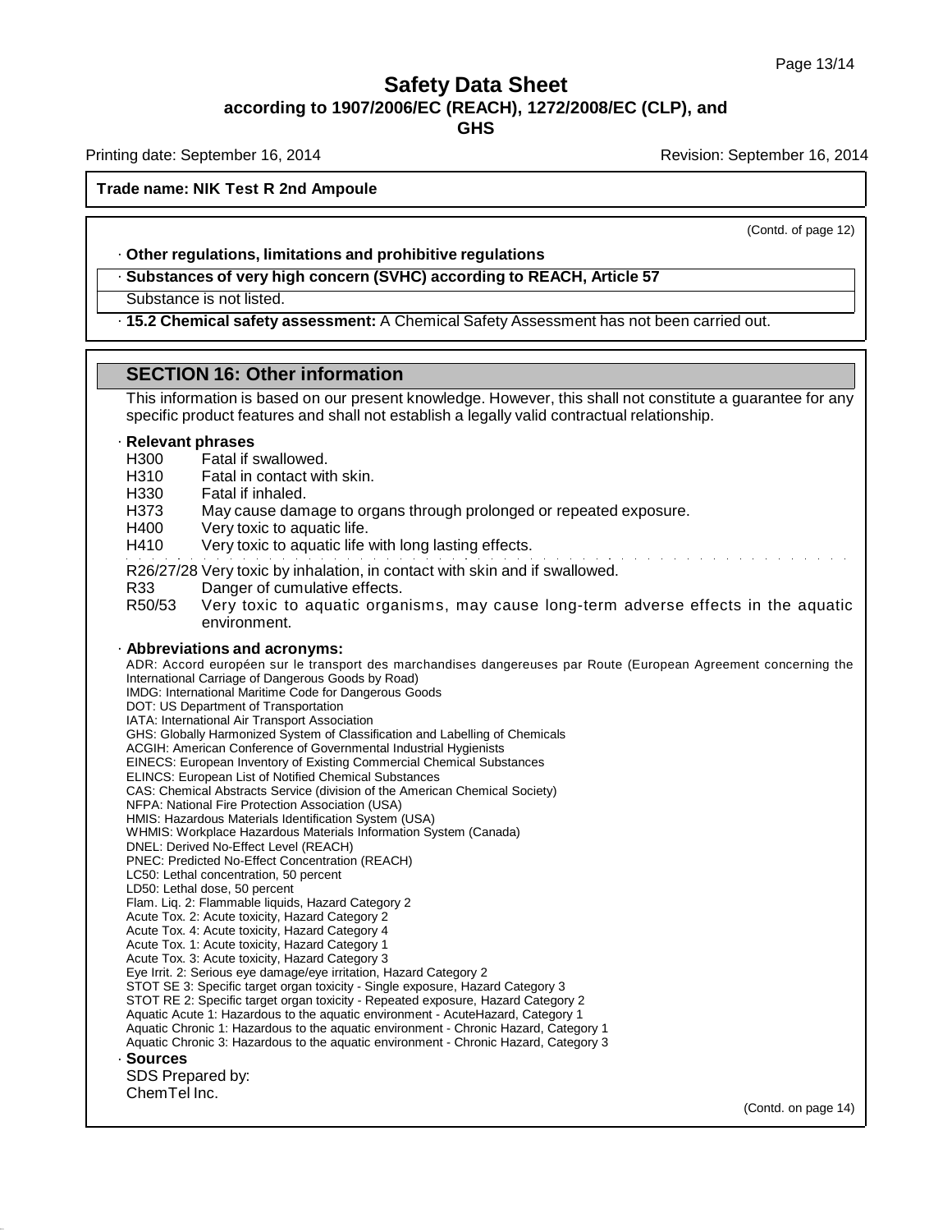(Contd. of page 12)

· **Other regulations, limitations and prohibitive regulations**

· **Substances of very high concern (SVHC) according to REACH, Article 57**

Substance is not listed.

· **15.2 Chemical safety assessment:** A Chemical Safety Assessment has not been carried out.

## SECTION 16: Other information

This information is based on our present knowledge. However, this shall not constitute a guarantee for any specific product features and shall not establish a legally valid contractual relationship.

· **Relevant phrases**

H300 Fatal if swallowed.
H310 Fatal in contact with skin.
H330 Fatal if inhaled.
H373 May cause damage to organs through prolonged or repeated exposure.
H400 Very toxic to aquatic life.
H410 Very toxic to aquatic life with long lasting effects.

R26/27/28 Very toxic by inhalation, in contact with skin and if swallowed.
R33 Danger of cumulative effects.
R50/53 Very toxic to aquatic organisms, may cause long-term adverse effects in the aquatic environment.

· **Abbreviations and acronyms:**

ADR: Accord européen sur le transport des marchandises dangereuses par Route (European Agreement concerning the International Carriage of Dangerous Goods by Road)
IMDG: International Maritime Code for Dangerous Goods
DOT: US Department of Transportation
IATA: International Air Transport Association
GHS: Globally Harmonized System of Classification and Labelling of Chemicals
ACGIH: American Conference of Governmental Industrial Hygienists
EINECS: European Inventory of Existing Commercial Chemical Substances
ELINCS: European List of Notified Chemical Substances
CAS: Chemical Abstracts Service (division of the American Chemical Society)
NFPA: National Fire Protection Association (USA)
HMIS: Hazardous Materials Identification System (USA)
WHMIS: Workplace Hazardous Materials Information System (Canada)
DNEL: Derived No-Effect Level (REACH)
PNEC: Predicted No-Effect Concentration (REACH)
LC50: Lethal concentration, 50 percent
LD50: Lethal dose, 50 percent
Flam. Liq. 2: Flammable liquids, Hazard Category 2
Acute Tox. 2: Acute toxicity, Hazard Category 2
Acute Tox. 4: Acute toxicity, Hazard Category 4
Acute Tox. 1: Acute toxicity, Hazard Category 1
Acute Tox. 3: Acute toxicity, Hazard Category 3
Eye Irrit. 2: Serious eye damage/eye irritation, Hazard Category 2
STOT SE 3: Specific target organ toxicity - Single exposure, Hazard Category 3
STOT RE 2: Specific target organ toxicity - Repeated exposure, Hazard Category 2
Aquatic Acute 1: Hazardous to the aquatic environment - AcuteHazard, Category 1
Aquatic Chronic 1: Hazardous to the aquatic environment - Chronic Hazard, Category 1
Aquatic Chronic 3: Hazardous to the aquatic environment - Chronic Hazard, Category 3

· **Sources**

SDS Prepared by:
ChemTel Inc.

(Contd. on page 14)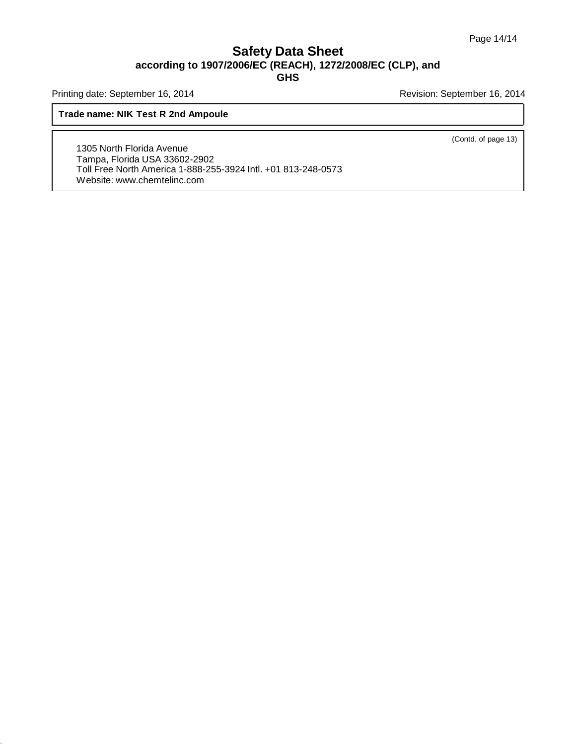(Contd. of page 13)

1305 North Florida Avenue
Tampa, Florida USA 33602-2902
Toll Free North America 1-888-255-3924 Intl. +01 813-248-0573
Website: www.chemtelinc.com